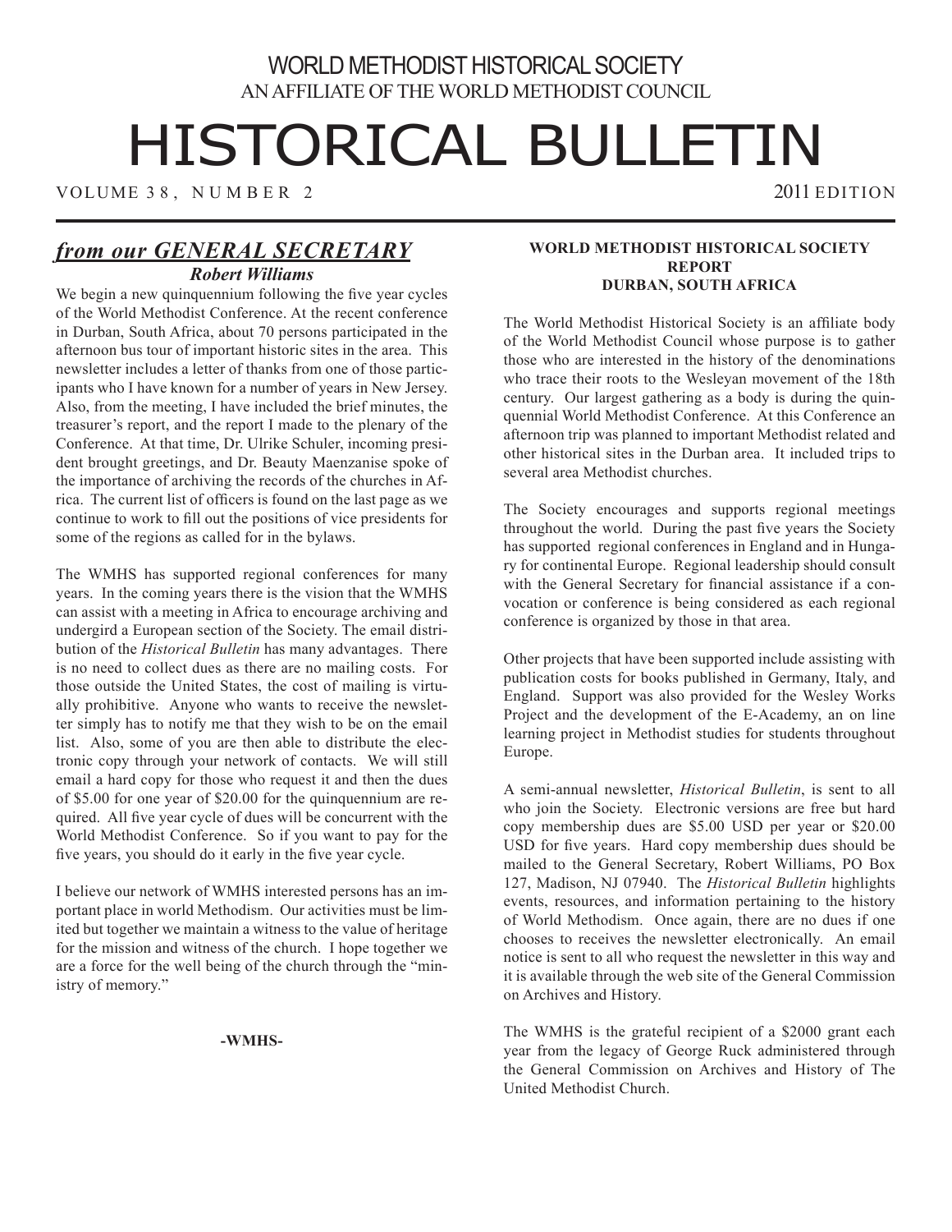# WORLD METHODIST HISTORICAL SOCIETY

AN AFFILIATE OF THE WORLD METHODIST COUNCIL

# HISTORICAL BULLETIN

VOLUME 38, NUMBER 2 2011 EDITION

## *from our GENERAL SECRETARY*

### *Robert Williams*

We begin a new quinquennium following the five year cycles of the World Methodist Conference. At the recent conference in Durban, South Africa, about 70 persons participated in the afternoon bus tour of important historic sites in the area. This newsletter includes a letter of thanks from one of those participants who I have known for a number of years in New Jersey. Also, from the meeting, I have included the brief minutes, the treasurer's report, and the report I made to the plenary of the Conference. At that time, Dr. Ulrike Schuler, incoming president brought greetings, and Dr. Beauty Maenzanise spoke of the importance of archiving the records of the churches in Africa. The current list of officers is found on the last page as we continue to work to fill out the positions of vice presidents for some of the regions as called for in the bylaws.

The WMHS has supported regional conferences for many years. In the coming years there is the vision that the WMHS can assist with a meeting in Africa to encourage archiving and undergird a European section of the Society. The email distribution of the *Historical Bulletin* has many advantages. There is no need to collect dues as there are no mailing costs. For those outside the United States, the cost of mailing is virtually prohibitive. Anyone who wants to receive the newsletter simply has to notify me that they wish to be on the email list. Also, some of you are then able to distribute the electronic copy through your network of contacts. We will still email a hard copy for those who request it and then the dues of $5.00 for one year of $20.00 for the quinquennium are required. All five year cycle of dues will be concurrent with the World Methodist Conference. So if you want to pay for the five years, you should do it early in the five year cycle.

I believe our network of WMHS interested persons has an important place in world Methodism. Our activities must be limited but together we maintain a witness to the value of heritage for the mission and witness of the church. I hope together we are a force for the well being of the church through the "ministry of memory."

**-WMHS-**

### WORLD METHODIST HISTORICAL SOCIETY REPORT DURBAN, SOUTH AFRICA

The World Methodist Historical Society is an affiliate body of the World Methodist Council whose purpose is to gather those who are interested in the history of the denominations who trace their roots to the Wesleyan movement of the 18th century. Our largest gathering as a body is during the quinquennial World Methodist Conference. At this Conference an afternoon trip was planned to important Methodist related and other historical sites in the Durban area. It included trips to several area Methodist churches.

The Society encourages and supports regional meetings throughout the world. During the past five years the Society has supported regional conferences in England and in Hungary for continental Europe. Regional leadership should consult with the General Secretary for financial assistance if a convocation or conference is being considered as each regional conference is organized by those in that area.

Other projects that have been supported include assisting with publication costs for books published in Germany, Italy, and England. Support was also provided for the Wesley Works Project and the development of the E-Academy, an on line learning project in Methodist studies for students throughout Europe.

A semi-annual newsletter, *Historical Bulletin*, is sent to all who join the Society. Electronic versions are free but hard copy membership dues are $5.00 USD per year or $20.00 USD for five years. Hard copy membership dues should be mailed to the General Secretary, Robert Williams, PO Box 127, Madison, NJ 07940. The *Historical Bulletin* highlights events, resources, and information pertaining to the history of World Methodism. Once again, there are no dues if one chooses to receives the newsletter electronically. An email notice is sent to all who request the newsletter in this way and it is available through the web site of the General Commission on Archives and History.

The WMHS is the grateful recipient of a $2000 grant each year from the legacy of George Ruck administered through the General Commission on Archives and History of The United Methodist Church.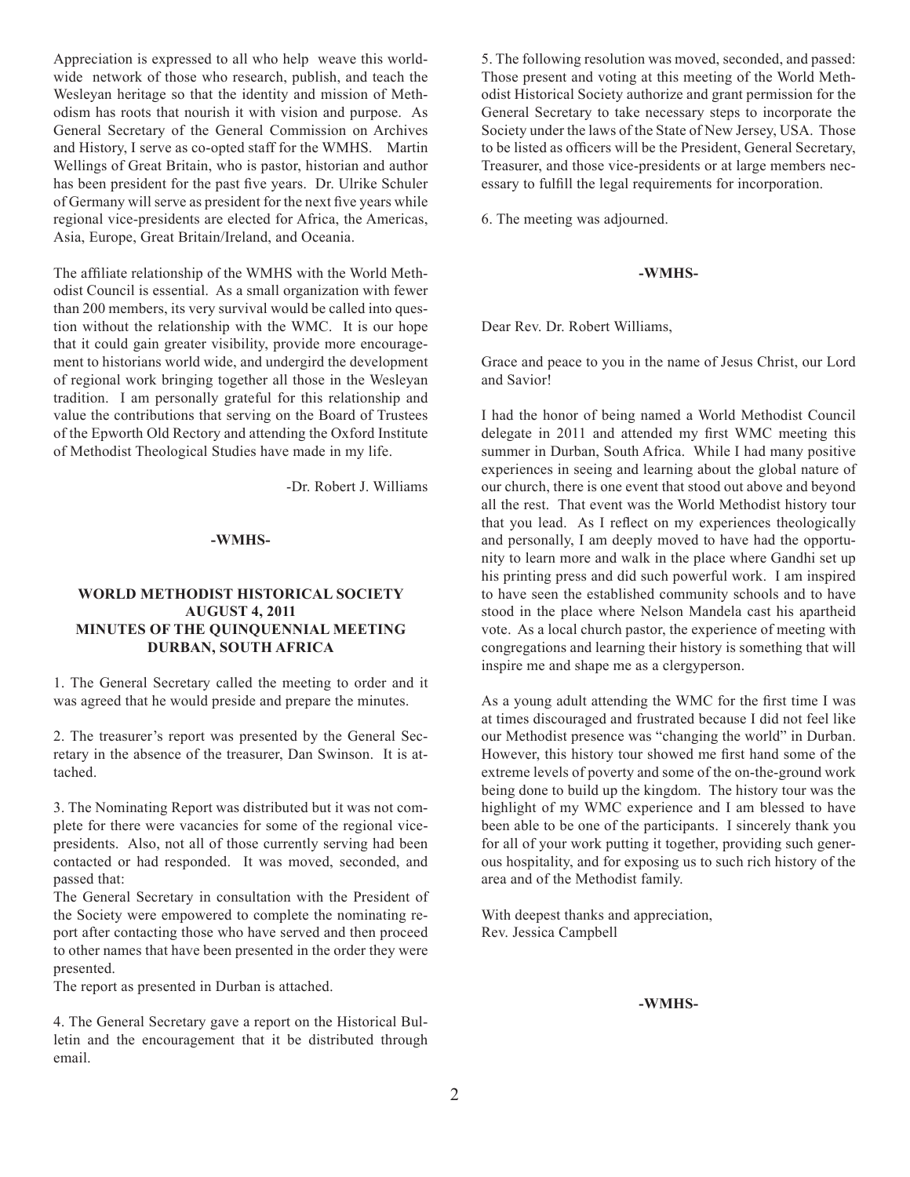Appreciation is expressed to all who help weave this world-wide network of those who research, publish, and teach the Wesleyan heritage so that the identity and mission of Methodism has roots that nourish it with vision and purpose. As General Secretary of the General Commission on Archives and History, I serve as co-opted staff for the WMHS. Martin Wellings of Great Britain, who is pastor, historian and author has been president for the past five years. Dr. Ulrike Schuler of Germany will serve as president for the next five years while regional vice-presidents are elected for Africa, the Americas, Asia, Europe, Great Britain/Ireland, and Oceania.

The affiliate relationship of the WMHS with the World Methodist Council is essential. As a small organization with fewer than 200 members, its very survival would be called into question without the relationship with the WMC. It is our hope that it could gain greater visibility, provide more encouragement to historians world wide, and undergird the development of regional work bringing together all those in the Wesleyan tradition. I am personally grateful for this relationship and value the contributions that serving on the Board of Trustees of the Epworth Old Rectory and attending the Oxford Institute of Methodist Theological Studies have made in my life.

-Dr. Robert J. Williams

**-WMHS-**

**WORLD METHODIST HISTORICAL SOCIETY**
**AUGUST 4, 2011**
**MINUTES OF THE QUINQUENNIAL MEETING**
**DURBAN, SOUTH AFRICA**

1. The General Secretary called the meeting to order and it was agreed that he would preside and prepare the minutes.

2. The treasurer's report was presented by the General Secretary in the absence of the treasurer, Dan Swinson. It is attached.

3. The Nominating Report was distributed but it was not complete for there were vacancies for some of the regional vice-presidents. Also, not all of those currently serving had been contacted or had responded. It was moved, seconded, and passed that:
The General Secretary in consultation with the President of the Society were empowered to complete the nominating report after contacting those who have served and then proceed to other names that have been presented in the order they were presented.
The report as presented in Durban is attached.

4. The General Secretary gave a report on the Historical Bulletin and the encouragement that it be distributed through email.

5. The following resolution was moved, seconded, and passed: Those present and voting at this meeting of the World Methodist Historical Society authorize and grant permission for the General Secretary to take necessary steps to incorporate the Society under the laws of the State of New Jersey, USA. Those to be listed as officers will be the President, General Secretary, Treasurer, and those vice-presidents or at large members necessary to fulfill the legal requirements for incorporation.

6. The meeting was adjourned.

**-WMHS-**

Dear Rev. Dr. Robert Williams,

Grace and peace to you in the name of Jesus Christ, our Lord and Savior!

I had the honor of being named a World Methodist Council delegate in 2011 and attended my first WMC meeting this summer in Durban, South Africa. While I had many positive experiences in seeing and learning about the global nature of our church, there is one event that stood out above and beyond all the rest. That event was the World Methodist history tour that you lead. As I reflect on my experiences theologically and personally, I am deeply moved to have had the opportunity to learn more and walk in the place where Gandhi set up his printing press and did such powerful work. I am inspired to have seen the established community schools and to have stood in the place where Nelson Mandela cast his apartheid vote. As a local church pastor, the experience of meeting with congregations and learning their history is something that will inspire me and shape me as a clergyperson.

As a young adult attending the WMC for the first time I was at times discouraged and frustrated because I did not feel like our Methodist presence was "changing the world" in Durban. However, this history tour showed me first hand some of the extreme levels of poverty and some of the on-the-ground work being done to build up the kingdom. The history tour was the highlight of my WMC experience and I am blessed to have been able to be one of the participants. I sincerely thank you for all of your work putting it together, providing such generous hospitality, and for exposing us to such rich history of the area and of the Methodist family.

With deepest thanks and appreciation,
Rev. Jessica Campbell

**-WMHS-**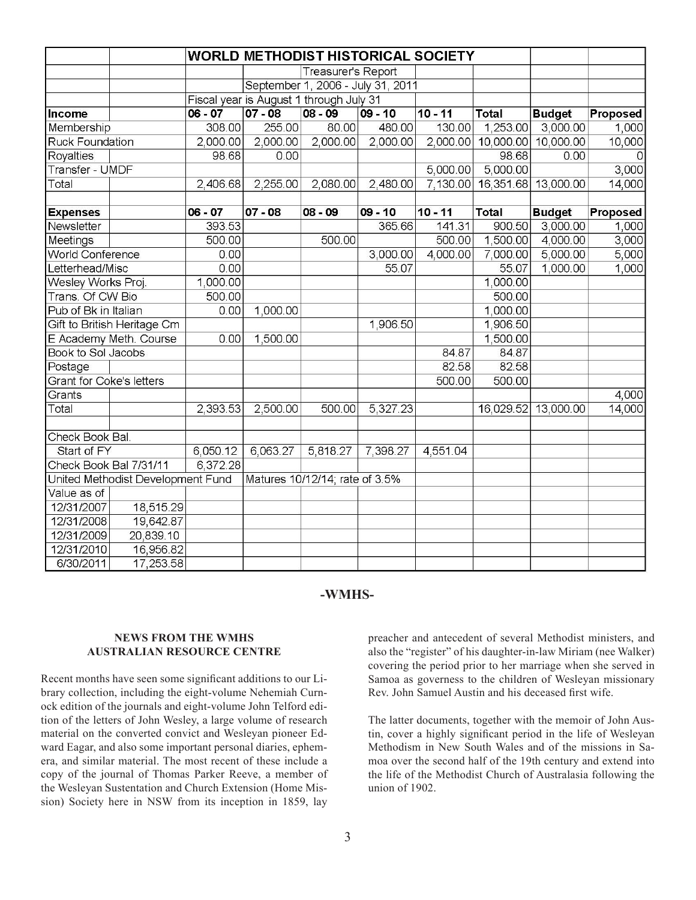| | | WORLD METHODIST HISTORICAL SOCIETY | | | | | | | |
|---|---|---|---|---|---|---|---|---|---|
| | | | | Treasurer's Report | | | | | |
| | | | September 1, 2006 - July 31, 2011 | | | | | | |
| | | Fiscal year is August 1 through July 31 | | | | | | | |
| **Income** | | **06 - 07** | **07 - 08** | **08 - 09** | **09 - 10** | **10 - 11** | **Total** | **Budget** | **Proposed** |
| Membership | | 308.00 | 255.00 | 80.00 | 480.00 | 130.00 | 1,253.00 | 3,000.00 | 1,000 |
| Ruck Foundation | | 2,000.00 | 2,000.00 | 2,000.00 | 2,000.00 | 2,000.00 | 10,000.00 | 10,000.00 | 10,000 |
| Royalties | | 98.68 | 0.00 | | | | 98.68 | 0.00 | 0 |
| Transfer - UMDF | | | | | | 5,000.00 | 5,000.00 | | 3,000 |
| Total | | 2,406.68 | 2,255.00 | 2,080.00 | 2,480.00 | 7,130.00 | 16,351.68 | 13,000.00 | 14,000 |
| | | | | | | | | | |
| **Expenses** | | **06 - 07** | **07 - 08** | **08 - 09** | **09 - 10** | **10 - 11** | **Total** | **Budget** | **Proposed** |
| Newsletter | | 393.53 | | | 365.66 | 141.31 | 900.50 | 3,000.00 | 1,000 |
| Meetings | | 500.00 | | 500.00 | | 500.00 | 1,500.00 | 4,000.00 | 3,000 |
| World Conference | | 0.00 | | | 3,000.00 | 4,000.00 | 7,000.00 | 5,000.00 | 5,000 |
| Letterhead/Misc | | 0.00 | | | 55.07 | | 55.07 | 1,000.00 | 1,000 |
| Wesley Works Proj. | | 1,000.00 | | | | | 1,000.00 | | |
| Trans. Of CW Bio | | 500.00 | | | | | 500.00 | | |
| Pub of Bk in Italian | | 0.00 | 1,000.00 | | | | 1,000.00 | | |
| Gift to British Heritage Cm | | | | | 1,906.50 | | 1,906.50 | | |
| E Academy Meth. Course | | 0.00 | 1,500.00 | | | | 1,500.00 | | |
| Book to Sol Jacobs | | | | | | 84.87 | 84.87 | | |
| Postage | | | | | | 82.58 | 82.58 | | |
| Grant for Coke's letters | | | | | | 500.00 | 500.00 | | |
| Grants | | | | | | | | | 4,000 |
| Total | | 2,393.53 | 2,500.00 | 500.00 | 5,327.23 | | 16,029.52 | 13,000.00 | 14,000 |
| | | | | | | | | | |
| Check Book Bal. | | | | | | | | | |
| Start of FY | | 6,050.12 | 6,063.27 | 5,818.27 | 7,398.27 | 4,551.04 | | | |
| Check Book Bal 7/31/11 | | 6,372.28 | | | | | | | |
| United Methodist Development Fund | | | Matures 10/12/14; rate of 3.5% | | | | | | |
| Value as of | | | | | | | | | |
| 12/31/2007 | 18,515.29 | | | | | | | | |
| 12/31/2008 | 19,642.87 | | | | | | | | |
| 12/31/2009 | 20,839.10 | | | | | | | | |
| 12/31/2010 | 16,956.82 | | | | | | | | |
| 6/30/2011 | 17,253.58 | | | | | | | | |

**-WMHS-**

### NEWS FROM THE WMHS AUSTRALIAN RESOURCE CENTRE

Recent months have seen some significant additions to our Library collection, including the eight-volume Nehemiah Curnock edition of the journals and eight-volume John Telford edition of the letters of John Wesley, a large volume of research material on the converted convict and Wesleyan pioneer Edward Eagar, and also some important personal diaries, ephemera, and similar material. The most recent of these include a copy of the journal of Thomas Parker Reeve, a member of the Wesleyan Sustentation and Church Extension (Home Mission) Society here in NSW from its inception in 1859, lay preacher and antecedent of several Methodist ministers, and also the "register" of his daughter-in-law Miriam (nee Walker) covering the period prior to her marriage when she served in Samoa as governess to the children of Wesleyan missionary Rev. John Samuel Austin and his deceased first wife.

The latter documents, together with the memoir of John Austin, cover a highly significant period in the life of Wesleyan Methodism in New South Wales and of the missions in Samoa over the second half of the 19th century and extend into the life of the Methodist Church of Australasia following the union of 1902.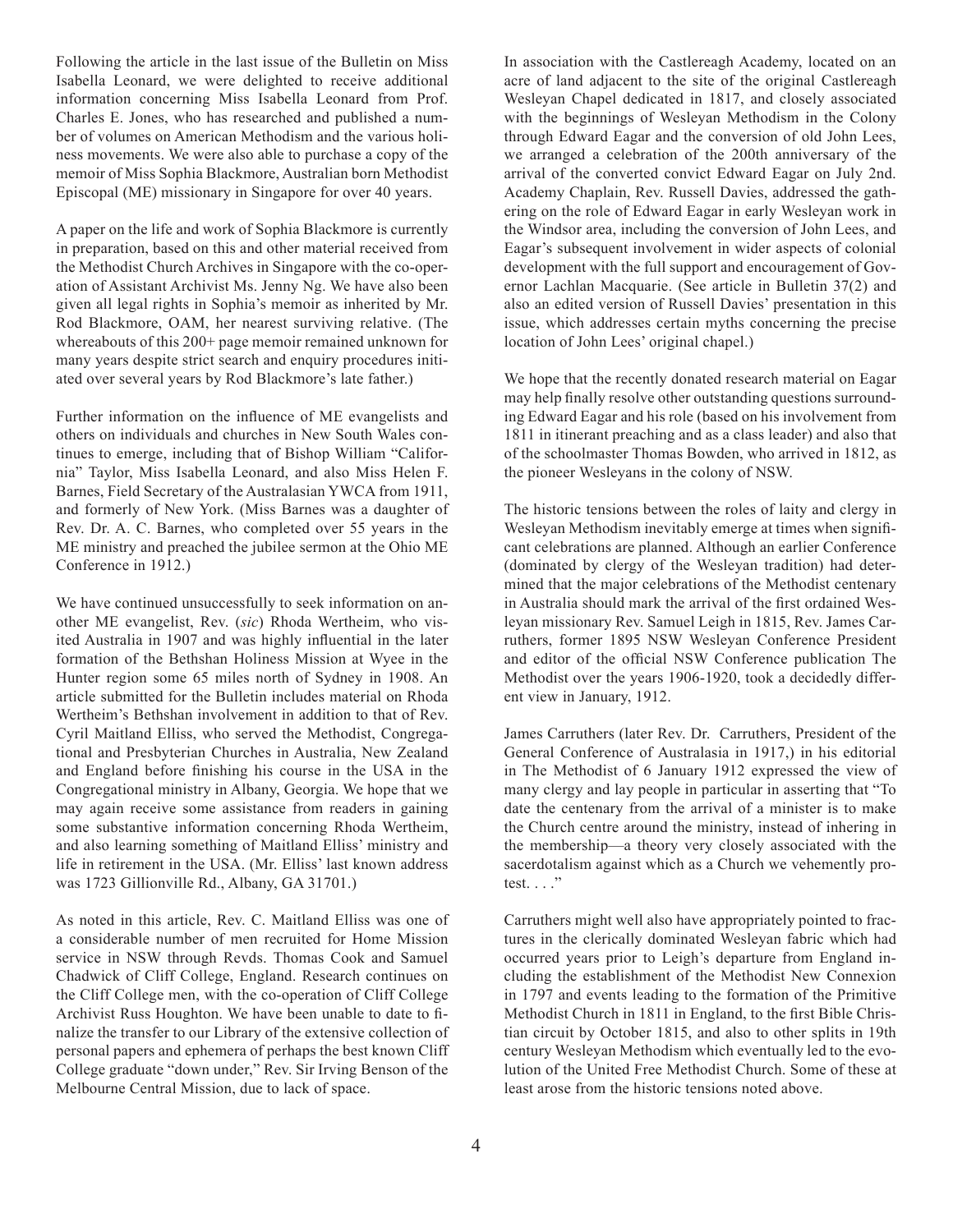Following the article in the last issue of the Bulletin on Miss Isabella Leonard, we were delighted to receive additional information concerning Miss Isabella Leonard from Prof. Charles E. Jones, who has researched and published a number of volumes on American Methodism and the various holiness movements. We were also able to purchase a copy of the memoir of Miss Sophia Blackmore, Australian born Methodist Episcopal (ME) missionary in Singapore for over 40 years.

A paper on the life and work of Sophia Blackmore is currently in preparation, based on this and other material received from the Methodist Church Archives in Singapore with the co-operation of Assistant Archivist Ms. Jenny Ng. We have also been given all legal rights in Sophia's memoir as inherited by Mr. Rod Blackmore, OAM, her nearest surviving relative. (The whereabouts of this 200+ page memoir remained unknown for many years despite strict search and enquiry procedures initiated over several years by Rod Blackmore's late father.)

Further information on the influence of ME evangelists and others on individuals and churches in New South Wales continues to emerge, including that of Bishop William "California" Taylor, Miss Isabella Leonard, and also Miss Helen F. Barnes, Field Secretary of the Australasian YWCA from 1911, and formerly of New York. (Miss Barnes was a daughter of Rev. Dr. A. C. Barnes, who completed over 55 years in the ME ministry and preached the jubilee sermon at the Ohio ME Conference in 1912.)

We have continued unsuccessfully to seek information on another ME evangelist, Rev. (*sic*) Rhoda Wertheim, who visited Australia in 1907 and was highly influential in the later formation of the Bethshan Holiness Mission at Wyee in the Hunter region some 65 miles north of Sydney in 1908. An article submitted for the Bulletin includes material on Rhoda Wertheim's Bethshan involvement in addition to that of Rev. Cyril Maitland Elliss, who served the Methodist, Congregational and Presbyterian Churches in Australia, New Zealand and England before finishing his course in the USA in the Congregational ministry in Albany, Georgia. We hope that we may again receive some assistance from readers in gaining some substantive information concerning Rhoda Wertheim, and also learning something of Maitland Elliss' ministry and life in retirement in the USA. (Mr. Elliss' last known address was 1723 Gillionville Rd., Albany, GA 31701.)

As noted in this article, Rev. C. Maitland Elliss was one of a considerable number of men recruited for Home Mission service in NSW through Revds. Thomas Cook and Samuel Chadwick of Cliff College, England. Research continues on the Cliff College men, with the co-operation of Cliff College Archivist Russ Houghton. We have been unable to date to finalize the transfer to our Library of the extensive collection of personal papers and ephemera of perhaps the best known Cliff College graduate "down under," Rev. Sir Irving Benson of the Melbourne Central Mission, due to lack of space.

In association with the Castlereagh Academy, located on an acre of land adjacent to the site of the original Castlereagh Wesleyan Chapel dedicated in 1817, and closely associated with the beginnings of Wesleyan Methodism in the Colony through Edward Eagar and the conversion of old John Lees, we arranged a celebration of the 200th anniversary of the arrival of the converted convict Edward Eagar on July 2nd. Academy Chaplain, Rev. Russell Davies, addressed the gathering on the role of Edward Eagar in early Wesleyan work in the Windsor area, including the conversion of John Lees, and Eagar's subsequent involvement in wider aspects of colonial development with the full support and encouragement of Governor Lachlan Macquarie. (See article in Bulletin 37(2) and also an edited version of Russell Davies' presentation in this issue, which addresses certain myths concerning the precise location of John Lees' original chapel.)

We hope that the recently donated research material on Eagar may help finally resolve other outstanding questions surrounding Edward Eagar and his role (based on his involvement from 1811 in itinerant preaching and as a class leader) and also that of the schoolmaster Thomas Bowden, who arrived in 1812, as the pioneer Wesleyans in the colony of NSW.

The historic tensions between the roles of laity and clergy in Wesleyan Methodism inevitably emerge at times when significant celebrations are planned. Although an earlier Conference (dominated by clergy of the Wesleyan tradition) had determined that the major celebrations of the Methodist centenary in Australia should mark the arrival of the first ordained Wesleyan missionary Rev. Samuel Leigh in 1815, Rev. James Carruthers, former 1895 NSW Wesleyan Conference President and editor of the official NSW Conference publication The Methodist over the years 1906-1920, took a decidedly different view in January, 1912.

James Carruthers (later Rev. Dr. Carruthers, President of the General Conference of Australasia in 1917,) in his editorial in The Methodist of 6 January 1912 expressed the view of many clergy and lay people in particular in asserting that "To date the centenary from the arrival of a minister is to make the Church centre around the ministry, instead of inhering in the membership—a theory very closely associated with the sacerdotalism against which as a Church we vehemently protest. . . ."

Carruthers might well also have appropriately pointed to fractures in the clerically dominated Wesleyan fabric which had occurred years prior to Leigh's departure from England including the establishment of the Methodist New Connexion in 1797 and events leading to the formation of the Primitive Methodist Church in 1811 in England, to the first Bible Christian circuit by October 1815, and also to other splits in 19th century Wesleyan Methodism which eventually led to the evolution of the United Free Methodist Church. Some of these at least arose from the historic tensions noted above.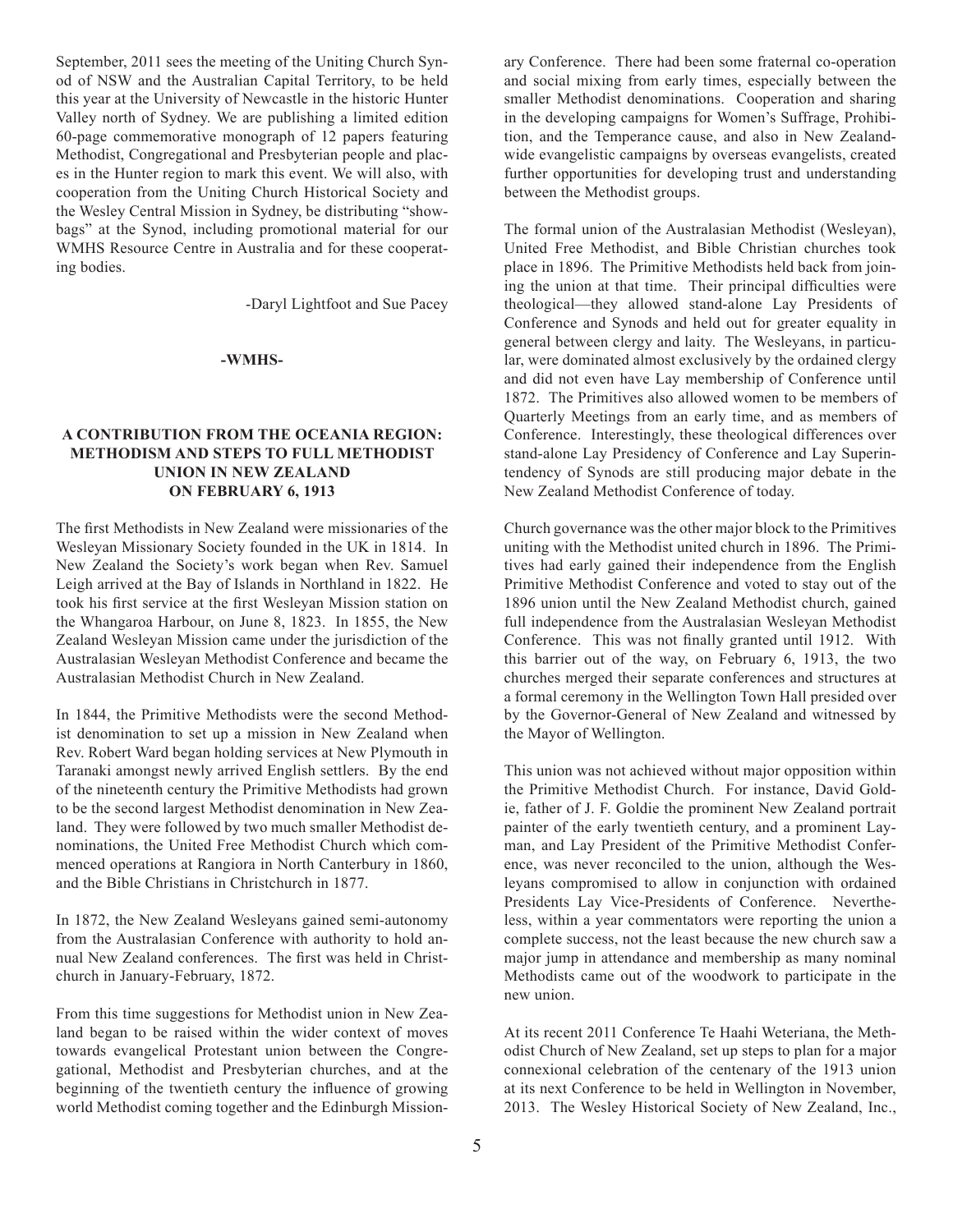September, 2011 sees the meeting of the Uniting Church Synod of NSW and the Australian Capital Territory, to be held this year at the University of Newcastle in the historic Hunter Valley north of Sydney. We are publishing a limited edition 60-page commemorative monograph of 12 papers featuring Methodist, Congregational and Presbyterian people and places in the Hunter region to mark this event. We will also, with cooperation from the Uniting Church Historical Society and the Wesley Central Mission in Sydney, be distributing "showbags" at the Synod, including promotional material for our WMHS Resource Centre in Australia and for these cooperating bodies.

-Daryl Lightfoot and Sue Pacey

**-WMHS-**

## A CONTRIBUTION FROM THE OCEANIA REGION: METHODISM AND STEPS TO FULL METHODIST UNION IN NEW ZEALAND ON FEBRUARY 6, 1913

The first Methodists in New Zealand were missionaries of the Wesleyan Missionary Society founded in the UK in 1814. In New Zealand the Society's work began when Rev. Samuel Leigh arrived at the Bay of Islands in Northland in 1822. He took his first service at the first Wesleyan Mission station on the Whangaroa Harbour, on June 8, 1823. In 1855, the New Zealand Wesleyan Mission came under the jurisdiction of the Australasian Wesleyan Methodist Conference and became the Australasian Methodist Church in New Zealand.

In 1844, the Primitive Methodists were the second Methodist denomination to set up a mission in New Zealand when Rev. Robert Ward began holding services at New Plymouth in Taranaki amongst newly arrived English settlers. By the end of the nineteenth century the Primitive Methodists had grown to be the second largest Methodist denomination in New Zealand. They were followed by two much smaller Methodist denominations, the United Free Methodist Church which commenced operations at Rangiora in North Canterbury in 1860, and the Bible Christians in Christchurch in 1877.

In 1872, the New Zealand Wesleyans gained semi-autonomy from the Australasian Conference with authority to hold annual New Zealand conferences. The first was held in Christchurch in January-February, 1872.

From this time suggestions for Methodist union in New Zealand began to be raised within the wider context of moves towards evangelical Protestant union between the Congregational, Methodist and Presbyterian churches, and at the beginning of the twentieth century the influence of growing world Methodist coming together and the Edinburgh Missionary Conference. There had been some fraternal co-operation and social mixing from early times, especially between the smaller Methodist denominations. Cooperation and sharing in the developing campaigns for Women's Suffrage, Prohibition, and the Temperance cause, and also in New Zealand-wide evangelistic campaigns by overseas evangelists, created further opportunities for developing trust and understanding between the Methodist groups.

The formal union of the Australasian Methodist (Wesleyan), United Free Methodist, and Bible Christian churches took place in 1896. The Primitive Methodists held back from joining the union at that time. Their principal difficulties were theological—they allowed stand-alone Lay Presidents of Conference and Synods and held out for greater equality in general between clergy and laity. The Wesleyans, in particular, were dominated almost exclusively by the ordained clergy and did not even have Lay membership of Conference until 1872. The Primitives also allowed women to be members of Quarterly Meetings from an early time, and as members of Conference. Interestingly, these theological differences over stand-alone Lay Presidency of Conference and Lay Superintendency of Synods are still producing major debate in the New Zealand Methodist Conference of today.

Church governance was the other major block to the Primitives uniting with the Methodist united church in 1896. The Primitives had early gained their independence from the English Primitive Methodist Conference and voted to stay out of the 1896 union until the New Zealand Methodist church, gained full independence from the Australasian Wesleyan Methodist Conference. This was not finally granted until 1912. With this barrier out of the way, on February 6, 1913, the two churches merged their separate conferences and structures at a formal ceremony in the Wellington Town Hall presided over by the Governor-General of New Zealand and witnessed by the Mayor of Wellington.

This union was not achieved without major opposition within the Primitive Methodist Church. For instance, David Goldie, father of J. F. Goldie the prominent New Zealand portrait painter of the early twentieth century, and a prominent Layman, and Lay President of the Primitive Methodist Conference, was never reconciled to the union, although the Wesleyans compromised to allow in conjunction with ordained Presidents Lay Vice-Presidents of Conference. Nevertheless, within a year commentators were reporting the union a complete success, not the least because the new church saw a major jump in attendance and membership as many nominal Methodists came out of the woodwork to participate in the new union.

At its recent 2011 Conference Te Haahi Weteriana, the Methodist Church of New Zealand, set up steps to plan for a major connexional celebration of the centenary of the 1913 union at its next Conference to be held in Wellington in November, 2013. The Wesley Historical Society of New Zealand, Inc.,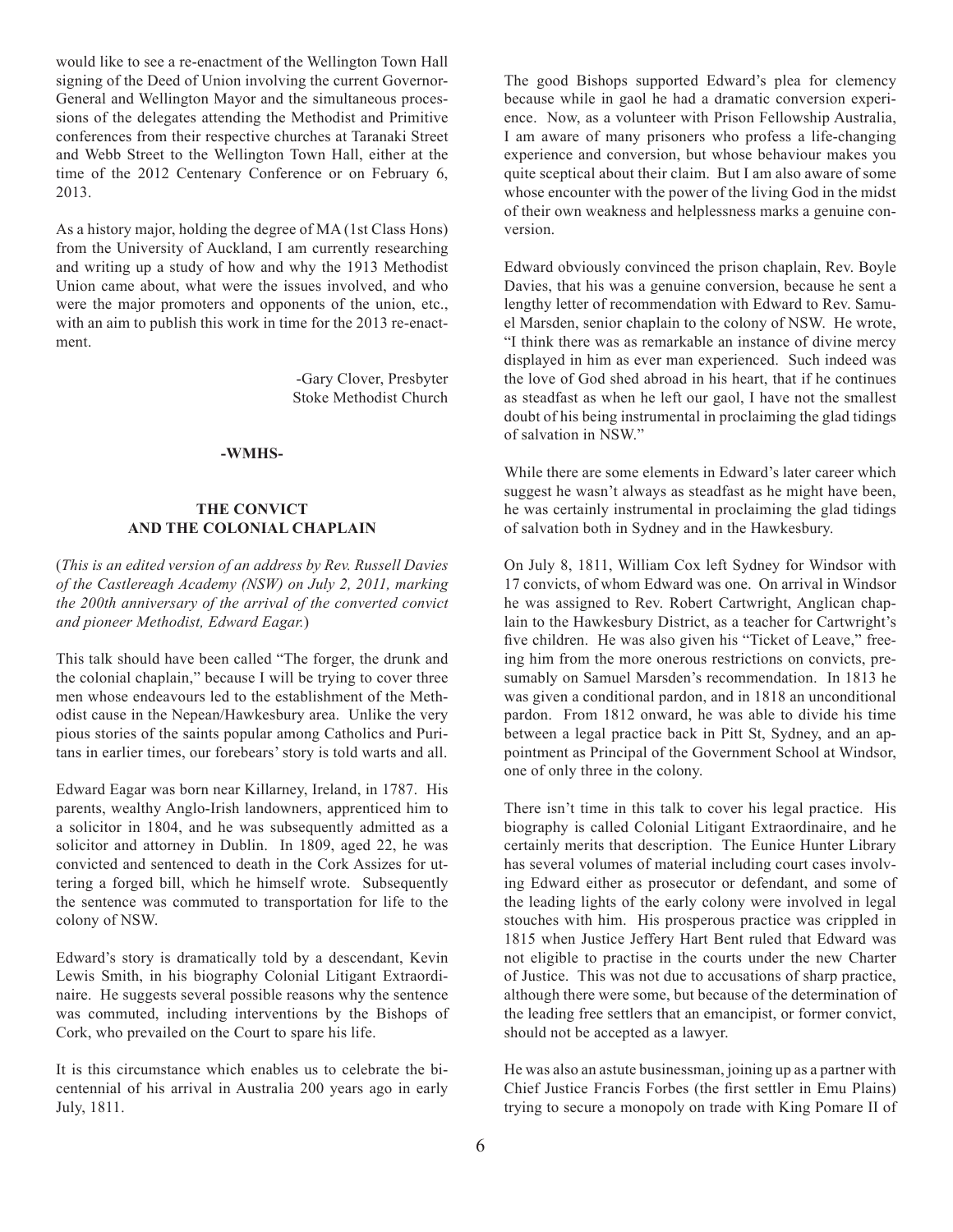would like to see a re-enactment of the Wellington Town Hall signing of the Deed of Union involving the current Governor-General and Wellington Mayor and the simultaneous processions of the delegates attending the Methodist and Primitive conferences from their respective churches at Taranaki Street and Webb Street to the Wellington Town Hall, either at the time of the 2012 Centenary Conference or on February 6, 2013.

As a history major, holding the degree of MA (1st Class Hons) from the University of Auckland, I am currently researching and writing up a study of how and why the 1913 Methodist Union came about, what were the issues involved, and who were the major promoters and opponents of the union, etc., with an aim to publish this work in time for the 2013 re-enactment.

-Gary Clover, Presbyter
Stoke Methodist Church

**-WMHS-**

## THE CONVICT AND THE COLONIAL CHAPLAIN

(*This is an edited version of an address by Rev. Russell Davies of the Castlereagh Academy (NSW) on July 2, 2011, marking the 200th anniversary of the arrival of the converted convict and pioneer Methodist, Edward Eagar.*)

This talk should have been called "The forger, the drunk and the colonial chaplain," because I will be trying to cover three men whose endeavours led to the establishment of the Methodist cause in the Nepean/Hawkesbury area. Unlike the very pious stories of the saints popular among Catholics and Puritans in earlier times, our forebears' story is told warts and all.

Edward Eagar was born near Killarney, Ireland, in 1787. His parents, wealthy Anglo-Irish landowners, apprenticed him to a solicitor in 1804, and he was subsequently admitted as a solicitor and attorney in Dublin. In 1809, aged 22, he was convicted and sentenced to death in the Cork Assizes for uttering a forged bill, which he himself wrote. Subsequently the sentence was commuted to transportation for life to the colony of NSW.

Edward's story is dramatically told by a descendant, Kevin Lewis Smith, in his biography Colonial Litigant Extraordinaire. He suggests several possible reasons why the sentence was commuted, including interventions by the Bishops of Cork, who prevailed on the Court to spare his life.

It is this circumstance which enables us to celebrate the bicentennial of his arrival in Australia 200 years ago in early July, 1811.

The good Bishops supported Edward's plea for clemency because while in gaol he had a dramatic conversion experience. Now, as a volunteer with Prison Fellowship Australia, I am aware of many prisoners who profess a life-changing experience and conversion, but whose behaviour makes you quite sceptical about their claim. But I am also aware of some whose encounter with the power of the living God in the midst of their own weakness and helplessness marks a genuine conversion.

Edward obviously convinced the prison chaplain, Rev. Boyle Davies, that his was a genuine conversion, because he sent a lengthy letter of recommendation with Edward to Rev. Samuel Marsden, senior chaplain to the colony of NSW. He wrote, "I think there was as remarkable an instance of divine mercy displayed in him as ever man experienced. Such indeed was the love of God shed abroad in his heart, that if he continues as steadfast as when he left our gaol, I have not the smallest doubt of his being instrumental in proclaiming the glad tidings of salvation in NSW."

While there are some elements in Edward's later career which suggest he wasn't always as steadfast as he might have been, he was certainly instrumental in proclaiming the glad tidings of salvation both in Sydney and in the Hawkesbury.

On July 8, 1811, William Cox left Sydney for Windsor with 17 convicts, of whom Edward was one. On arrival in Windsor he was assigned to Rev. Robert Cartwright, Anglican chaplain to the Hawkesbury District, as a teacher for Cartwright's five children. He was also given his "Ticket of Leave," freeing him from the more onerous restrictions on convicts, presumably on Samuel Marsden's recommendation. In 1813 he was given a conditional pardon, and in 1818 an unconditional pardon. From 1812 onward, he was able to divide his time between a legal practice back in Pitt St, Sydney, and an appointment as Principal of the Government School at Windsor, one of only three in the colony.

There isn't time in this talk to cover his legal practice. His biography is called Colonial Litigant Extraordinaire, and he certainly merits that description. The Eunice Hunter Library has several volumes of material including court cases involving Edward either as prosecutor or defendant, and some of the leading lights of the early colony were involved in legal stouches with him. His prosperous practice was crippled in 1815 when Justice Jeffery Hart Bent ruled that Edward was not eligible to practise in the courts under the new Charter of Justice. This was not due to accusations of sharp practice, although there were some, but because of the determination of the leading free settlers that an emancipist, or former convict, should not be accepted as a lawyer.

He was also an astute businessman, joining up as a partner with Chief Justice Francis Forbes (the first settler in Emu Plains) trying to secure a monopoly on trade with King Pomare II of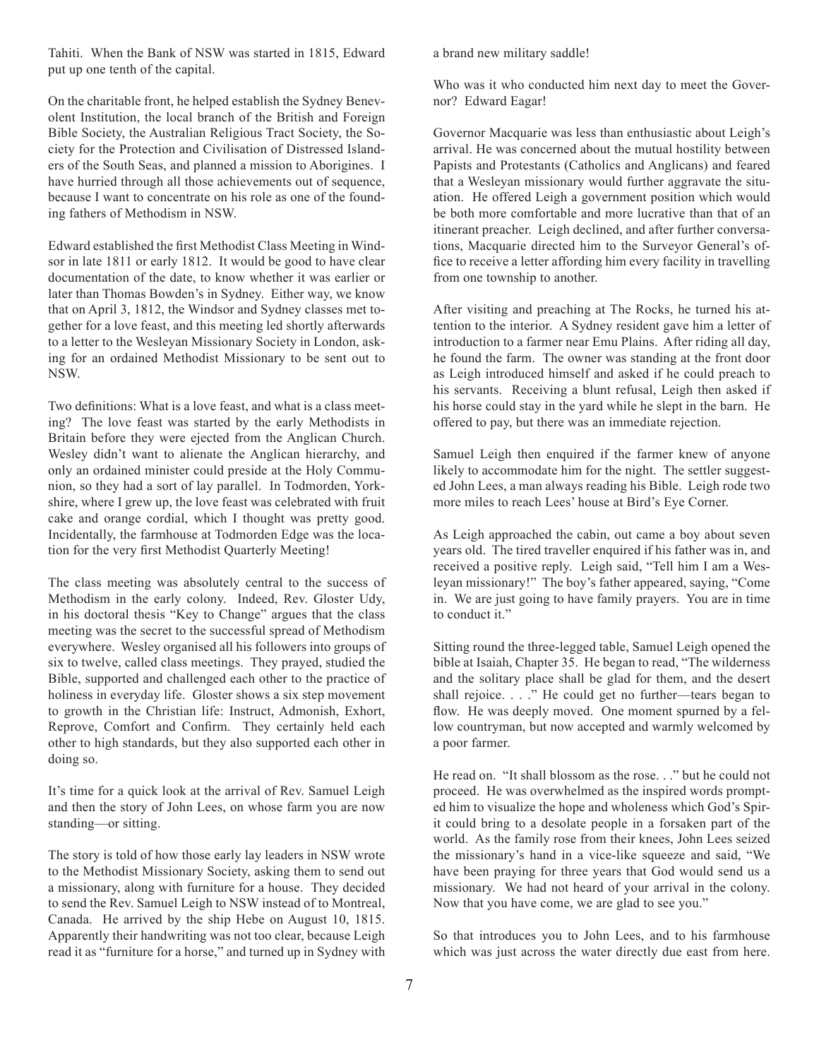Tahiti. When the Bank of NSW was started in 1815, Edward put up one tenth of the capital.

On the charitable front, he helped establish the Sydney Benevolent Institution, the local branch of the British and Foreign Bible Society, the Australian Religious Tract Society, the Society for the Protection and Civilisation of Distressed Islanders of the South Seas, and planned a mission to Aborigines. I have hurried through all those achievements out of sequence, because I want to concentrate on his role as one of the founding fathers of Methodism in NSW.

Edward established the first Methodist Class Meeting in Windsor in late 1811 or early 1812. It would be good to have clear documentation of the date, to know whether it was earlier or later than Thomas Bowden's in Sydney. Either way, we know that on April 3, 1812, the Windsor and Sydney classes met together for a love feast, and this meeting led shortly afterwards to a letter to the Wesleyan Missionary Society in London, asking for an ordained Methodist Missionary to be sent out to NSW.

Two definitions: What is a love feast, and what is a class meeting? The love feast was started by the early Methodists in Britain before they were ejected from the Anglican Church. Wesley didn't want to alienate the Anglican hierarchy, and only an ordained minister could preside at the Holy Communion, so they had a sort of lay parallel. In Todmorden, Yorkshire, where I grew up, the love feast was celebrated with fruit cake and orange cordial, which I thought was pretty good. Incidentally, the farmhouse at Todmorden Edge was the location for the very first Methodist Quarterly Meeting!

The class meeting was absolutely central to the success of Methodism in the early colony. Indeed, Rev. Gloster Udy, in his doctoral thesis "Key to Change" argues that the class meeting was the secret to the successful spread of Methodism everywhere. Wesley organised all his followers into groups of six to twelve, called class meetings. They prayed, studied the Bible, supported and challenged each other to the practice of holiness in everyday life. Gloster shows a six step movement to growth in the Christian life: Instruct, Admonish, Exhort, Reprove, Comfort and Confirm. They certainly held each other to high standards, but they also supported each other in doing so.

It's time for a quick look at the arrival of Rev. Samuel Leigh and then the story of John Lees, on whose farm you are now standing—or sitting.

The story is told of how those early lay leaders in NSW wrote to the Methodist Missionary Society, asking them to send out a missionary, along with furniture for a house. They decided to send the Rev. Samuel Leigh to NSW instead of to Montreal, Canada. He arrived by the ship Hebe on August 10, 1815. Apparently their handwriting was not too clear, because Leigh read it as "furniture for a horse," and turned up in Sydney with a brand new military saddle!

Who was it who conducted him next day to meet the Governor? Edward Eagar!

Governor Macquarie was less than enthusiastic about Leigh's arrival. He was concerned about the mutual hostility between Papists and Protestants (Catholics and Anglicans) and feared that a Wesleyan missionary would further aggravate the situation. He offered Leigh a government position which would be both more comfortable and more lucrative than that of an itinerant preacher. Leigh declined, and after further conversations, Macquarie directed him to the Surveyor General's office to receive a letter affording him every facility in travelling from one township to another.

After visiting and preaching at The Rocks, he turned his attention to the interior. A Sydney resident gave him a letter of introduction to a farmer near Emu Plains. After riding all day, he found the farm. The owner was standing at the front door as Leigh introduced himself and asked if he could preach to his servants. Receiving a blunt refusal, Leigh then asked if his horse could stay in the yard while he slept in the barn. He offered to pay, but there was an immediate rejection.

Samuel Leigh then enquired if the farmer knew of anyone likely to accommodate him for the night. The settler suggested John Lees, a man always reading his Bible. Leigh rode two more miles to reach Lees' house at Bird's Eye Corner.

As Leigh approached the cabin, out came a boy about seven years old. The tired traveller enquired if his father was in, and received a positive reply. Leigh said, "Tell him I am a Wesleyan missionary!" The boy's father appeared, saying, "Come in. We are just going to have family prayers. You are in time to conduct it."

Sitting round the three-legged table, Samuel Leigh opened the bible at Isaiah, Chapter 35. He began to read, "The wilderness and the solitary place shall be glad for them, and the desert shall rejoice. . . ." He could get no further—tears began to flow. He was deeply moved. One moment spurned by a fellow countryman, but now accepted and warmly welcomed by a poor farmer.

He read on. "It shall blossom as the rose. . ." but he could not proceed. He was overwhelmed as the inspired words prompted him to visualize the hope and wholeness which God's Spirit could bring to a desolate people in a forsaken part of the world. As the family rose from their knees, John Lees seized the missionary's hand in a vice-like squeeze and said, "We have been praying for three years that God would send us a missionary. We had not heard of your arrival in the colony. Now that you have come, we are glad to see you."

So that introduces you to John Lees, and to his farmhouse which was just across the water directly due east from here.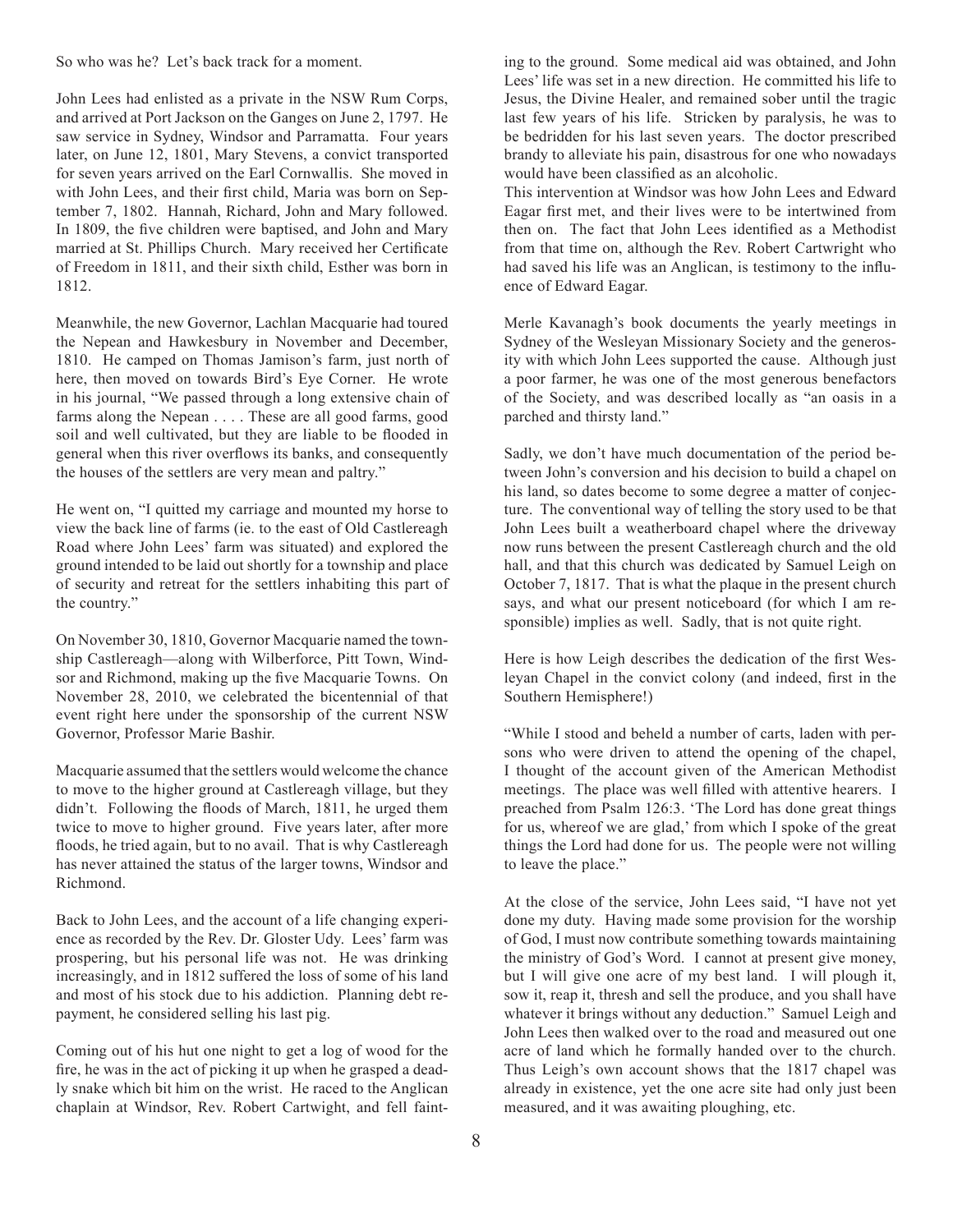So who was he? Let's back track for a moment.

John Lees had enlisted as a private in the NSW Rum Corps, and arrived at Port Jackson on the Ganges on June 2, 1797. He saw service in Sydney, Windsor and Parramatta. Four years later, on June 12, 1801, Mary Stevens, a convict transported for seven years arrived on the Earl Cornwallis. She moved in with John Lees, and their first child, Maria was born on September 7, 1802. Hannah, Richard, John and Mary followed. In 1809, the five children were baptised, and John and Mary married at St. Phillips Church. Mary received her Certificate of Freedom in 1811, and their sixth child, Esther was born in 1812.

Meanwhile, the new Governor, Lachlan Macquarie had toured the Nepean and Hawkesbury in November and December, 1810. He camped on Thomas Jamison's farm, just north of here, then moved on towards Bird's Eye Corner. He wrote in his journal, "We passed through a long extensive chain of farms along the Nepean . . . . These are all good farms, good soil and well cultivated, but they are liable to be flooded in general when this river overflows its banks, and consequently the houses of the settlers are very mean and paltry."

He went on, "I quitted my carriage and mounted my horse to view the back line of farms (ie. to the east of Old Castlereagh Road where John Lees' farm was situated) and explored the ground intended to be laid out shortly for a township and place of security and retreat for the settlers inhabiting this part of the country."

On November 30, 1810, Governor Macquarie named the township Castlereagh—along with Wilberforce, Pitt Town, Windsor and Richmond, making up the five Macquarie Towns. On November 28, 2010, we celebrated the bicentennial of that event right here under the sponsorship of the current NSW Governor, Professor Marie Bashir.

Macquarie assumed that the settlers would welcome the chance to move to the higher ground at Castlereagh village, but they didn't. Following the floods of March, 1811, he urged them twice to move to higher ground. Five years later, after more floods, he tried again, but to no avail. That is why Castlereagh has never attained the status of the larger towns, Windsor and Richmond.

Back to John Lees, and the account of a life changing experience as recorded by the Rev. Dr. Gloster Udy. Lees' farm was prospering, but his personal life was not. He was drinking increasingly, and in 1812 suffered the loss of some of his land and most of his stock due to his addiction. Planning debt repayment, he considered selling his last pig.

Coming out of his hut one night to get a log of wood for the fire, he was in the act of picking it up when he grasped a deadly snake which bit him on the wrist. He raced to the Anglican chaplain at Windsor, Rev. Robert Cartwight, and fell fainting to the ground. Some medical aid was obtained, and John Lees' life was set in a new direction. He committed his life to Jesus, the Divine Healer, and remained sober until the tragic last few years of his life. Stricken by paralysis, he was to be bedridden for his last seven years. The doctor prescribed brandy to alleviate his pain, disastrous for one who nowadays would have been classified as an alcoholic.

This intervention at Windsor was how John Lees and Edward Eagar first met, and their lives were to be intertwined from then on. The fact that John Lees identified as a Methodist from that time on, although the Rev. Robert Cartwright who had saved his life was an Anglican, is testimony to the influence of Edward Eagar.

Merle Kavanagh's book documents the yearly meetings in Sydney of the Wesleyan Missionary Society and the generosity with which John Lees supported the cause. Although just a poor farmer, he was one of the most generous benefactors of the Society, and was described locally as "an oasis in a parched and thirsty land."

Sadly, we don't have much documentation of the period between John's conversion and his decision to build a chapel on his land, so dates become to some degree a matter of conjecture. The conventional way of telling the story used to be that John Lees built a weatherboard chapel where the driveway now runs between the present Castlereagh church and the old hall, and that this church was dedicated by Samuel Leigh on October 7, 1817. That is what the plaque in the present church says, and what our present noticeboard (for which I am responsible) implies as well. Sadly, that is not quite right.

Here is how Leigh describes the dedication of the first Wesleyan Chapel in the convict colony (and indeed, first in the Southern Hemisphere!)

"While I stood and beheld a number of carts, laden with persons who were driven to attend the opening of the chapel, I thought of the account given of the American Methodist meetings. The place was well filled with attentive hearers. I preached from Psalm 126:3. 'The Lord has done great things for us, whereof we are glad,' from which I spoke of the great things the Lord had done for us. The people were not willing to leave the place."

At the close of the service, John Lees said, "I have not yet done my duty. Having made some provision for the worship of God, I must now contribute something towards maintaining the ministry of God's Word. I cannot at present give money, but I will give one acre of my best land. I will plough it, sow it, reap it, thresh and sell the produce, and you shall have whatever it brings without any deduction." Samuel Leigh and John Lees then walked over to the road and measured out one acre of land which he formally handed over to the church. Thus Leigh's own account shows that the 1817 chapel was already in existence, yet the one acre site had only just been measured, and it was awaiting ploughing, etc.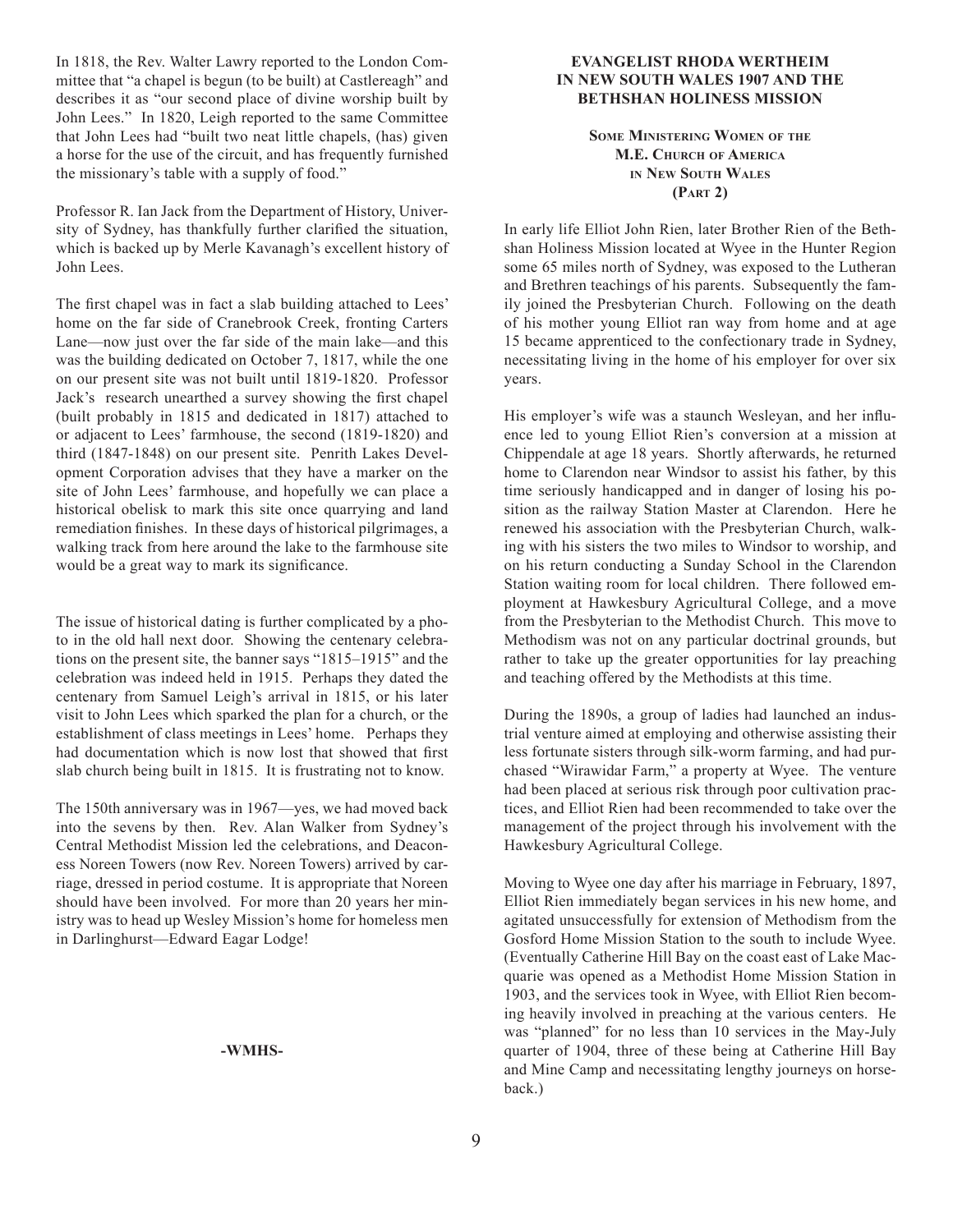In 1818, the Rev. Walter Lawry reported to the London Committee that "a chapel is begun (to be built) at Castlereagh" and describes it as "our second place of divine worship built by John Lees." In 1820, Leigh reported to the same Committee that John Lees had "built two neat little chapels, (has) given a horse for the use of the circuit, and has frequently furnished the missionary's table with a supply of food."

Professor R. Ian Jack from the Department of History, University of Sydney, has thankfully further clarified the situation, which is backed up by Merle Kavanagh's excellent history of John Lees.

The first chapel was in fact a slab building attached to Lees' home on the far side of Cranebrook Creek, fronting Carters Lane—now just over the far side of the main lake—and this was the building dedicated on October 7, 1817, while the one on our present site was not built until 1819-1820. Professor Jack's research unearthed a survey showing the first chapel (built probably in 1815 and dedicated in 1817) attached to or adjacent to Lees' farmhouse, the second (1819-1820) and third (1847-1848) on our present site. Penrith Lakes Development Corporation advises that they have a marker on the site of John Lees' farmhouse, and hopefully we can place a historical obelisk to mark this site once quarrying and land remediation finishes. In these days of historical pilgrimages, a walking track from here around the lake to the farmhouse site would be a great way to mark its significance.

The issue of historical dating is further complicated by a photo in the old hall next door. Showing the centenary celebrations on the present site, the banner says "1815–1915" and the celebration was indeed held in 1915. Perhaps they dated the centenary from Samuel Leigh's arrival in 1815, or his later visit to John Lees which sparked the plan for a church, or the establishment of class meetings in Lees' home. Perhaps they had documentation which is now lost that showed that first slab church being built in 1815. It is frustrating not to know.

The 150th anniversary was in 1967—yes, we had moved back into the sevens by then. Rev. Alan Walker from Sydney's Central Methodist Mission led the celebrations, and Deaconess Noreen Towers (now Rev. Noreen Towers) arrived by carriage, dressed in period costume. It is appropriate that Noreen should have been involved. For more than 20 years her ministry was to head up Wesley Mission's home for homeless men in Darlinghurst—Edward Eagar Lodge!

**-WMHS-**

## EVANGELIST RHODA WERTHEIM IN NEW SOUTH WALES 1907 AND THE BETHSHAN HOLINESS MISSION

### Some Ministering Women of the M.E. Church of America in New South Wales (Part 2)

In early life Elliot John Rien, later Brother Rien of the Bethshan Holiness Mission located at Wyee in the Hunter Region some 65 miles north of Sydney, was exposed to the Lutheran and Brethren teachings of his parents. Subsequently the family joined the Presbyterian Church. Following on the death of his mother young Elliot ran way from home and at age 15 became apprenticed to the confectionary trade in Sydney, necessitating living in the home of his employer for over six years.

His employer's wife was a staunch Wesleyan, and her influence led to young Elliot Rien's conversion at a mission at Chippendale at age 18 years. Shortly afterwards, he returned home to Clarendon near Windsor to assist his father, by this time seriously handicapped and in danger of losing his position as the railway Station Master at Clarendon. Here he renewed his association with the Presbyterian Church, walking with his sisters the two miles to Windsor to worship, and on his return conducting a Sunday School in the Clarendon Station waiting room for local children. There followed employment at Hawkesbury Agricultural College, and a move from the Presbyterian to the Methodist Church. This move to Methodism was not on any particular doctrinal grounds, but rather to take up the greater opportunities for lay preaching and teaching offered by the Methodists at this time.

During the 1890s, a group of ladies had launched an industrial venture aimed at employing and otherwise assisting their less fortunate sisters through silk-worm farming, and had purchased "Wirawidar Farm," a property at Wyee. The venture had been placed at serious risk through poor cultivation practices, and Elliot Rien had been recommended to take over the management of the project through his involvement with the Hawkesbury Agricultural College.

Moving to Wyee one day after his marriage in February, 1897, Elliot Rien immediately began services in his new home, and agitated unsuccessfully for extension of Methodism from the Gosford Home Mission Station to the south to include Wyee. (Eventually Catherine Hill Bay on the coast east of Lake Macquarie was opened as a Methodist Home Mission Station in 1903, and the services took in Wyee, with Elliot Rien becoming heavily involved in preaching at the various centers. He was "planned" for no less than 10 services in the May-July quarter of 1904, three of these being at Catherine Hill Bay and Mine Camp and necessitating lengthy journeys on horseback.)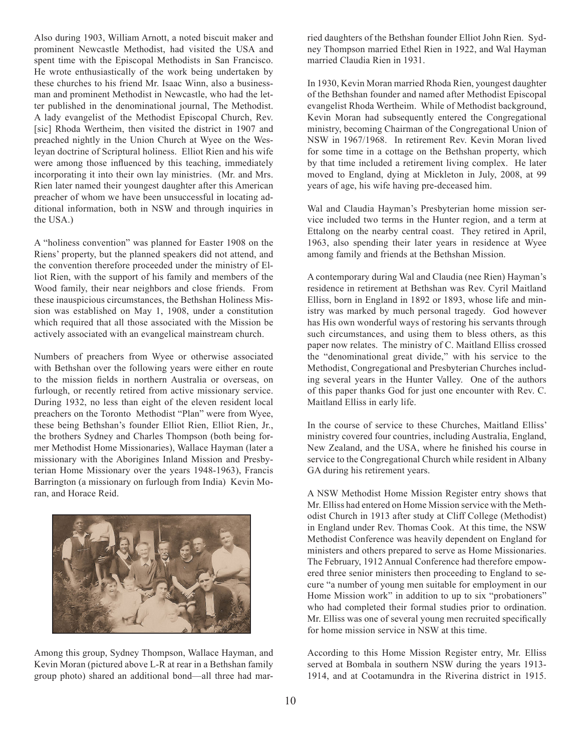Also during 1903, William Arnott, a noted biscuit maker and prominent Newcastle Methodist, had visited the USA and spent time with the Episcopal Methodists in San Francisco. He wrote enthusiastically of the work being undertaken by these churches to his friend Mr. Isaac Winn, also a businessman and prominent Methodist in Newcastle, who had the letter published in the denominational journal, The Methodist. A lady evangelist of the Methodist Episcopal Church, Rev. [sic] Rhoda Wertheim, then visited the district in 1907 and preached nightly in the Union Church at Wyee on the Wesleyan doctrine of Scriptural holiness. Elliot Rien and his wife were among those influenced by this teaching, immediately incorporating it into their own lay ministries. (Mr. and Mrs. Rien later named their youngest daughter after this American preacher of whom we have been unsuccessful in locating additional information, both in NSW and through inquiries in the USA.)

A "holiness convention" was planned for Easter 1908 on the Riens' property, but the planned speakers did not attend, and the convention therefore proceeded under the ministry of Elliot Rien, with the support of his family and members of the Wood family, their near neighbors and close friends. From these inauspicious circumstances, the Bethshan Holiness Mission was established on May 1, 1908, under a constitution which required that all those associated with the Mission be actively associated with an evangelical mainstream church.

Numbers of preachers from Wyee or otherwise associated with Bethshan over the following years were either en route to the mission fields in northern Australia or overseas, on furlough, or recently retired from active missionary service. During 1932, no less than eight of the eleven resident local preachers on the Toronto Methodist "Plan" were from Wyee, these being Bethshan's founder Elliot Rien, Elliot Rien, Jr., the brothers Sydney and Charles Thompson (both being former Methodist Home Missionaries), Wallace Hayman (later a missionary with the Aborigines Inland Mission and Presbyterian Home Missionary over the years 1948-1963), Francis Barrington (a missionary on furlough from India) Kevin Moran, and Horace Reid.

Among this group, Sydney Thompson, Wallace Hayman, and Kevin Moran (pictured above L-R at rear in a Bethshan family group photo) shared an additional bond—all three had married daughters of the Bethshan founder Elliot John Rien. Sydney Thompson married Ethel Rien in 1922, and Wal Hayman married Claudia Rien in 1931.

In 1930, Kevin Moran married Rhoda Rien, youngest daughter of the Bethshan founder and named after Methodist Episcopal evangelist Rhoda Wertheim. While of Methodist background, Kevin Moran had subsequently entered the Congregational ministry, becoming Chairman of the Congregational Union of NSW in 1967/1968. In retirement Rev. Kevin Moran lived for some time in a cottage on the Bethshan property, which by that time included a retirement living complex. He later moved to England, dying at Mickleton in July, 2008, at 99 years of age, his wife having pre-deceased him.

Wal and Claudia Hayman's Presbyterian home mission service included two terms in the Hunter region, and a term at Ettalong on the nearby central coast. They retired in April, 1963, also spending their later years in residence at Wyee among family and friends at the Bethshan Mission.

A contemporary during Wal and Claudia (nee Rien) Hayman's residence in retirement at Bethshan was Rev. Cyril Maitland Elliss, born in England in 1892 or 1893, whose life and ministry was marked by much personal tragedy. God however has His own wonderful ways of restoring his servants through such circumstances, and using them to bless others, as this paper now relates. The ministry of C. Maitland Elliss crossed the "denominational great divide," with his service to the Methodist, Congregational and Presbyterian Churches including several years in the Hunter Valley. One of the authors of this paper thanks God for just one encounter with Rev. C. Maitland Elliss in early life.

In the course of service to these Churches, Maitland Elliss' ministry covered four countries, including Australia, England, New Zealand, and the USA, where he finished his course in service to the Congregational Church while resident in Albany GA during his retirement years.

A NSW Methodist Home Mission Register entry shows that Mr. Elliss had entered on Home Mission service with the Methodist Church in 1913 after study at Cliff College (Methodist) in England under Rev. Thomas Cook. At this time, the NSW Methodist Conference was heavily dependent on England for ministers and others prepared to serve as Home Missionaries. The February, 1912 Annual Conference had therefore empowered three senior ministers then proceeding to England to secure "a number of young men suitable for employment in our Home Mission work" in addition to up to six "probationers" who had completed their formal studies prior to ordination. Mr. Elliss was one of several young men recruited specifically for home mission service in NSW at this time.

According to this Home Mission Register entry, Mr. Elliss served at Bombala in southern NSW during the years 1913-1914, and at Cootamundra in the Riverina district in 1915.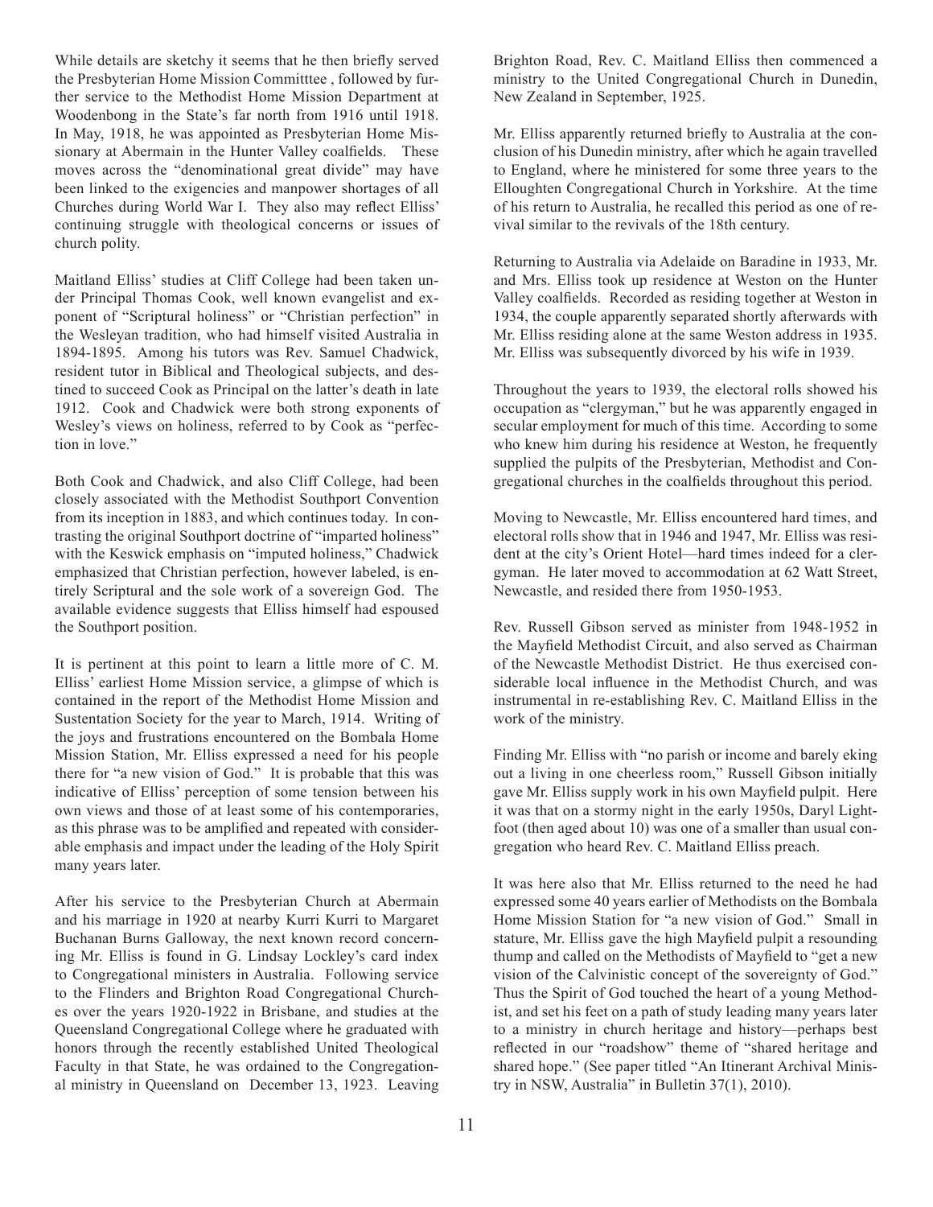While details are sketchy it seems that he then briefly served the Presbyterian Home Mission Committtee , followed by further service to the Methodist Home Mission Department at Woodenbong in the State's far north from 1916 until 1918. In May, 1918, he was appointed as Presbyterian Home Missionary at Abermain in the Hunter Valley coalfields. These moves across the "denominational great divide" may have been linked to the exigencies and manpower shortages of all Churches during World War I. They also may reflect Elliss' continuing struggle with theological concerns or issues of church polity.

Maitland Elliss' studies at Cliff College had been taken under Principal Thomas Cook, well known evangelist and exponent of "Scriptural holiness" or "Christian perfection" in the Wesleyan tradition, who had himself visited Australia in 1894-1895. Among his tutors was Rev. Samuel Chadwick, resident tutor in Biblical and Theological subjects, and destined to succeed Cook as Principal on the latter's death in late 1912. Cook and Chadwick were both strong exponents of Wesley's views on holiness, referred to by Cook as "perfection in love."

Both Cook and Chadwick, and also Cliff College, had been closely associated with the Methodist Southport Convention from its inception in 1883, and which continues today. In contrasting the original Southport doctrine of "imparted holiness" with the Keswick emphasis on "imputed holiness," Chadwick emphasized that Christian perfection, however labeled, is entirely Scriptural and the sole work of a sovereign God. The available evidence suggests that Elliss himself had espoused the Southport position.

It is pertinent at this point to learn a little more of C. M. Elliss' earliest Home Mission service, a glimpse of which is contained in the report of the Methodist Home Mission and Sustentation Society for the year to March, 1914. Writing of the joys and frustrations encountered on the Bombala Home Mission Station, Mr. Elliss expressed a need for his people there for "a new vision of God." It is probable that this was indicative of Elliss' perception of some tension between his own views and those of at least some of his contemporaries, as this phrase was to be amplified and repeated with considerable emphasis and impact under the leading of the Holy Spirit many years later.

After his service to the Presbyterian Church at Abermain and his marriage in 1920 at nearby Kurri Kurri to Margaret Buchanan Burns Galloway, the next known record concerning Mr. Elliss is found in G. Lindsay Lockley's card index to Congregational ministers in Australia. Following service to the Flinders and Brighton Road Congregational Churches over the years 1920-1922 in Brisbane, and studies at the Queensland Congregational College where he graduated with honors through the recently established United Theological Faculty in that State, he was ordained to the Congregational ministry in Queensland on December 13, 1923. Leaving Brighton Road, Rev. C. Maitland Elliss then commenced a ministry to the United Congregational Church in Dunedin, New Zealand in September, 1925.

Mr. Elliss apparently returned briefly to Australia at the conclusion of his Dunedin ministry, after which he again travelled to England, where he ministered for some three years to the Elloughten Congregational Church in Yorkshire. At the time of his return to Australia, he recalled this period as one of revival similar to the revivals of the 18th century.

Returning to Australia via Adelaide on Baradine in 1933, Mr. and Mrs. Elliss took up residence at Weston on the Hunter Valley coalfields. Recorded as residing together at Weston in 1934, the couple apparently separated shortly afterwards with Mr. Elliss residing alone at the same Weston address in 1935. Mr. Elliss was subsequently divorced by his wife in 1939.

Throughout the years to 1939, the electoral rolls showed his occupation as "clergyman," but he was apparently engaged in secular employment for much of this time. According to some who knew him during his residence at Weston, he frequently supplied the pulpits of the Presbyterian, Methodist and Congregational churches in the coalfields throughout this period.

Moving to Newcastle, Mr. Elliss encountered hard times, and electoral rolls show that in 1946 and 1947, Mr. Elliss was resident at the city's Orient Hotel—hard times indeed for a clergyman. He later moved to accommodation at 62 Watt Street, Newcastle, and resided there from 1950-1953.

Rev. Russell Gibson served as minister from 1948-1952 in the Mayfield Methodist Circuit, and also served as Chairman of the Newcastle Methodist District. He thus exercised considerable local influence in the Methodist Church, and was instrumental in re-establishing Rev. C. Maitland Elliss in the work of the ministry.

Finding Mr. Elliss with "no parish or income and barely eking out a living in one cheerless room," Russell Gibson initially gave Mr. Elliss supply work in his own Mayfield pulpit. Here it was that on a stormy night in the early 1950s, Daryl Lightfoot (then aged about 10) was one of a smaller than usual congregation who heard Rev. C. Maitland Elliss preach.

It was here also that Mr. Elliss returned to the need he had expressed some 40 years earlier of Methodists on the Bombala Home Mission Station for "a new vision of God." Small in stature, Mr. Elliss gave the high Mayfield pulpit a resounding thump and called on the Methodists of Mayfield to "get a new vision of the Calvinistic concept of the sovereignty of God." Thus the Spirit of God touched the heart of a young Methodist, and set his feet on a path of study leading many years later to a ministry in church heritage and history—perhaps best reflected in our "roadshow" theme of "shared heritage and shared hope." (See paper titled "An Itinerant Archival Ministry in NSW, Australia" in Bulletin 37(1), 2010).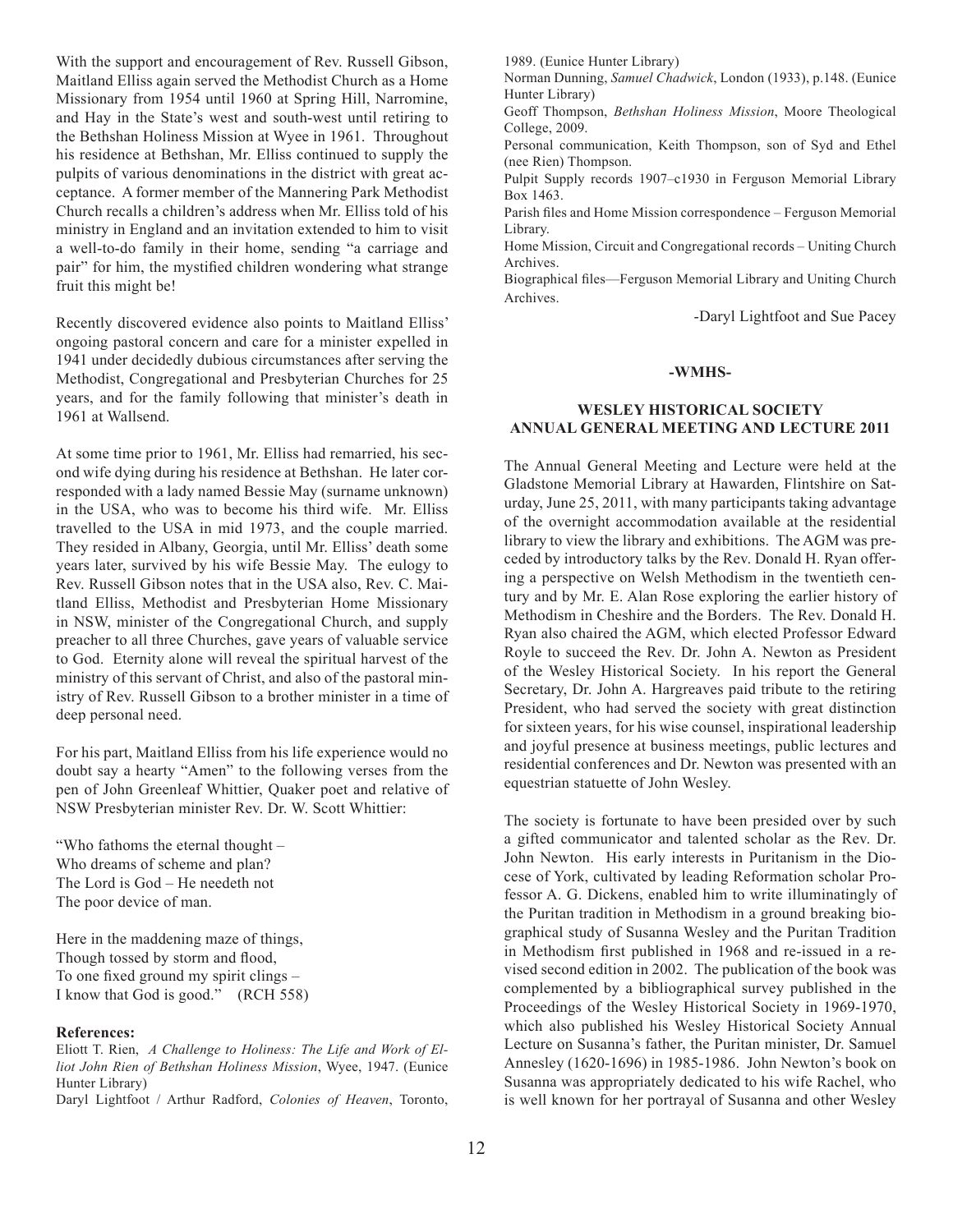With the support and encouragement of Rev. Russell Gibson, Maitland Elliss again served the Methodist Church as a Home Missionary from 1954 until 1960 at Spring Hill, Narromine, and Hay in the State's west and south-west until retiring to the Bethshan Holiness Mission at Wyee in 1961. Throughout his residence at Bethshan, Mr. Elliss continued to supply the pulpits of various denominations in the district with great acceptance. A former member of the Mannering Park Methodist Church recalls a children's address when Mr. Elliss told of his ministry in England and an invitation extended to him to visit a well-to-do family in their home, sending "a carriage and pair" for him, the mystified children wondering what strange fruit this might be!

Recently discovered evidence also points to Maitland Elliss' ongoing pastoral concern and care for a minister expelled in 1941 under decidedly dubious circumstances after serving the Methodist, Congregational and Presbyterian Churches for 25 years, and for the family following that minister's death in 1961 at Wallsend.

At some time prior to 1961, Mr. Elliss had remarried, his second wife dying during his residence at Bethshan. He later corresponded with a lady named Bessie May (surname unknown) in the USA, who was to become his third wife. Mr. Elliss travelled to the USA in mid 1973, and the couple married. They resided in Albany, Georgia, until Mr. Elliss' death some years later, survived by his wife Bessie May. The eulogy to Rev. Russell Gibson notes that in the USA also, Rev. C. Maitland Elliss, Methodist and Presbyterian Home Missionary in NSW, minister of the Congregational Church, and supply preacher to all three Churches, gave years of valuable service to God. Eternity alone will reveal the spiritual harvest of the ministry of this servant of Christ, and also of the pastoral ministry of Rev. Russell Gibson to a brother minister in a time of deep personal need.

For his part, Maitland Elliss from his life experience would no doubt say a hearty "Amen" to the following verses from the pen of John Greenleaf Whittier, Quaker poet and relative of NSW Presbyterian minister Rev. Dr. W. Scott Whittier:

"Who fathoms the eternal thought –
Who dreams of scheme and plan?
The Lord is God – He needeth not
The poor device of man.

Here in the maddening maze of things,
Though tossed by storm and flood,
To one fixed ground my spirit clings –
I know that God is good." (RCH 558)

**References:**

Eliott T. Rien, *A Challenge to Holiness: The Life and Work of Elliot John Rien of Bethshan Holiness Mission*, Wyee, 1947. (Eunice Hunter Library)

Daryl Lightfoot / Arthur Radford, *Colonies of Heaven*, Toronto, 1989. (Eunice Hunter Library)

Norman Dunning, *Samuel Chadwick*, London (1933), p.148. (Eunice Hunter Library)

Geoff Thompson, *Bethshan Holiness Mission*, Moore Theological College, 2009.

Personal communication, Keith Thompson, son of Syd and Ethel (nee Rien) Thompson.

Pulpit Supply records 1907–c1930 in Ferguson Memorial Library Box 1463.

Parish files and Home Mission correspondence – Ferguson Memorial Library.

Home Mission, Circuit and Congregational records – Uniting Church Archives.

Biographical files—Ferguson Memorial Library and Uniting Church Archives.

-Daryl Lightfoot and Sue Pacey

**-WMHS-**

## WESLEY HISTORICAL SOCIETY ANNUAL GENERAL MEETING AND LECTURE 2011

The Annual General Meeting and Lecture were held at the Gladstone Memorial Library at Hawarden, Flintshire on Saturday, June 25, 2011, with many participants taking advantage of the overnight accommodation available at the residential library to view the library and exhibitions. The AGM was preceded by introductory talks by the Rev. Donald H. Ryan offering a perspective on Welsh Methodism in the twentieth century and by Mr. E. Alan Rose exploring the earlier history of Methodism in Cheshire and the Borders. The Rev. Donald H. Ryan also chaired the AGM, which elected Professor Edward Royle to succeed the Rev. Dr. John A. Newton as President of the Wesley Historical Society. In his report the General Secretary, Dr. John A. Hargreaves paid tribute to the retiring President, who had served the society with great distinction for sixteen years, for his wise counsel, inspirational leadership and joyful presence at business meetings, public lectures and residential conferences and Dr. Newton was presented with an equestrian statuette of John Wesley.

The society is fortunate to have been presided over by such a gifted communicator and talented scholar as the Rev. Dr. John Newton. His early interests in Puritanism in the Diocese of York, cultivated by leading Reformation scholar Professor A. G. Dickens, enabled him to write illuminatingly of the Puritan tradition in Methodism in a ground breaking biographical study of Susanna Wesley and the Puritan Tradition in Methodism first published in 1968 and re-issued in a revised second edition in 2002. The publication of the book was complemented by a bibliographical survey published in the Proceedings of the Wesley Historical Society in 1969-1970, which also published his Wesley Historical Society Annual Lecture on Susanna's father, the Puritan minister, Dr. Samuel Annesley (1620-1696) in 1985-1986. John Newton's book on Susanna was appropriately dedicated to his wife Rachel, who is well known for her portrayal of Susanna and other Wesley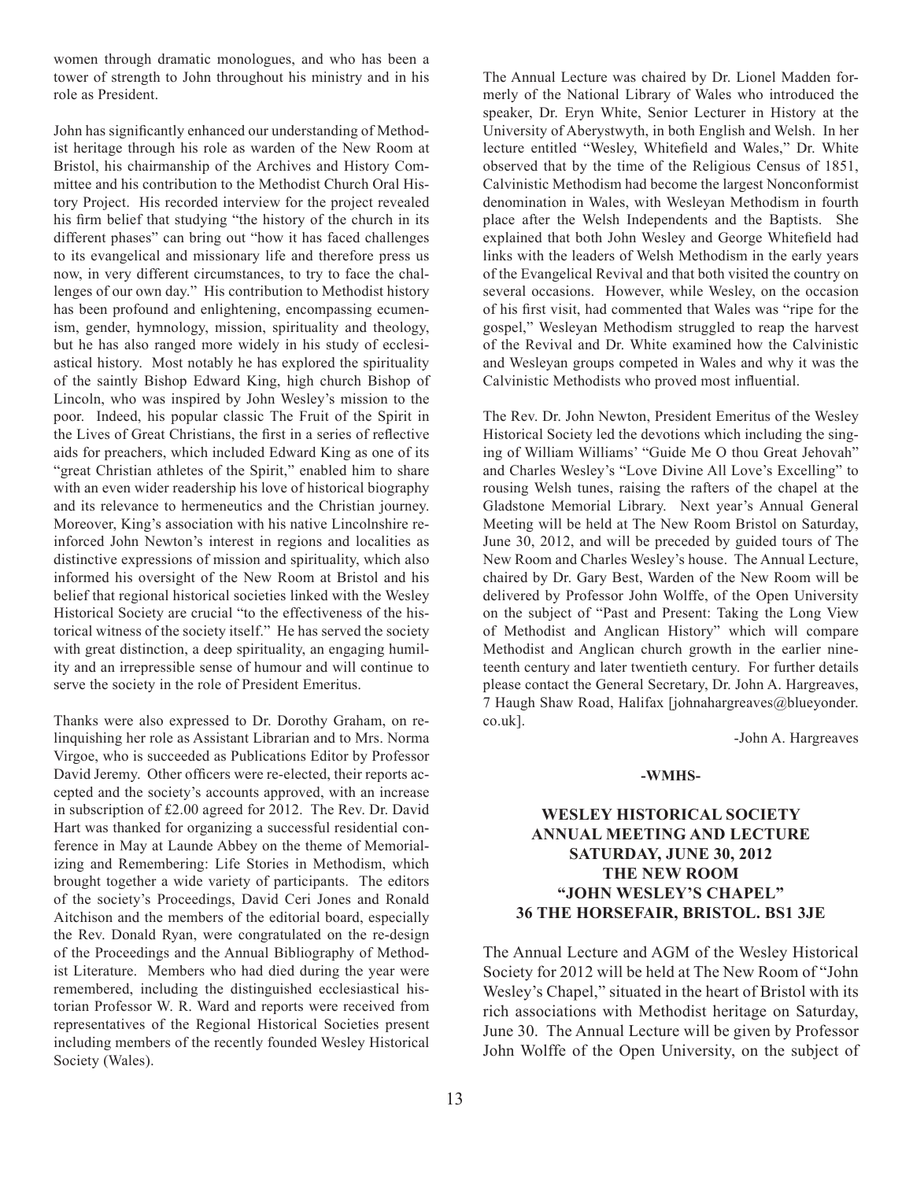women through dramatic monologues, and who has been a tower of strength to John throughout his ministry and in his role as President.

John has significantly enhanced our understanding of Methodist heritage through his role as warden of the New Room at Bristol, his chairmanship of the Archives and History Committee and his contribution to the Methodist Church Oral History Project. His recorded interview for the project revealed his firm belief that studying "the history of the church in its different phases" can bring out "how it has faced challenges to its evangelical and missionary life and therefore press us now, in very different circumstances, to try to face the challenges of our own day." His contribution to Methodist history has been profound and enlightening, encompassing ecumenism, gender, hymnology, mission, spirituality and theology, but he has also ranged more widely in his study of ecclesiastical history. Most notably he has explored the spirituality of the saintly Bishop Edward King, high church Bishop of Lincoln, who was inspired by John Wesley's mission to the poor. Indeed, his popular classic The Fruit of the Spirit in the Lives of Great Christians, the first in a series of reflective aids for preachers, which included Edward King as one of its "great Christian athletes of the Spirit," enabled him to share with an even wider readership his love of historical biography and its relevance to hermeneutics and the Christian journey. Moreover, King's association with his native Lincolnshire reinforced John Newton's interest in regions and localities as distinctive expressions of mission and spirituality, which also informed his oversight of the New Room at Bristol and his belief that regional historical societies linked with the Wesley Historical Society are crucial "to the effectiveness of the historical witness of the society itself." He has served the society with great distinction, a deep spirituality, an engaging humility and an irrepressible sense of humour and will continue to serve the society in the role of President Emeritus.

Thanks were also expressed to Dr. Dorothy Graham, on relinquishing her role as Assistant Librarian and to Mrs. Norma Virgoe, who is succeeded as Publications Editor by Professor David Jeremy. Other officers were re-elected, their reports accepted and the society's accounts approved, with an increase in subscription of £2.00 agreed for 2012. The Rev. Dr. David Hart was thanked for organizing a successful residential conference in May at Launde Abbey on the theme of Memorializing and Remembering: Life Stories in Methodism, which brought together a wide variety of participants. The editors of the society's Proceedings, David Ceri Jones and Ronald Aitchison and the members of the editorial board, especially the Rev. Donald Ryan, were congratulated on the re-design of the Proceedings and the Annual Bibliography of Methodist Literature. Members who had died during the year were remembered, including the distinguished ecclesiastical historian Professor W. R. Ward and reports were received from representatives of the Regional Historical Societies present including members of the recently founded Wesley Historical Society (Wales).

The Annual Lecture was chaired by Dr. Lionel Madden formerly of the National Library of Wales who introduced the speaker, Dr. Eryn White, Senior Lecturer in History at the University of Aberystwyth, in both English and Welsh. In her lecture entitled "Wesley, Whitefield and Wales," Dr. White observed that by the time of the Religious Census of 1851, Calvinistic Methodism had become the largest Nonconformist denomination in Wales, with Wesleyan Methodism in fourth place after the Welsh Independents and the Baptists. She explained that both John Wesley and George Whitefield had links with the leaders of Welsh Methodism in the early years of the Evangelical Revival and that both visited the country on several occasions. However, while Wesley, on the occasion of his first visit, had commented that Wales was "ripe for the gospel," Wesleyan Methodism struggled to reap the harvest of the Revival and Dr. White examined how the Calvinistic and Wesleyan groups competed in Wales and why it was the Calvinistic Methodists who proved most influential.

The Rev. Dr. John Newton, President Emeritus of the Wesley Historical Society led the devotions which including the singing of William Williams' "Guide Me O thou Great Jehovah" and Charles Wesley's "Love Divine All Love's Excelling" to rousing Welsh tunes, raising the rafters of the chapel at the Gladstone Memorial Library. Next year's Annual General Meeting will be held at The New Room Bristol on Saturday, June 30, 2012, and will be preceded by guided tours of The New Room and Charles Wesley's house. The Annual Lecture, chaired by Dr. Gary Best, Warden of the New Room will be delivered by Professor John Wolffe, of the Open University on the subject of "Past and Present: Taking the Long View of Methodist and Anglican History" which will compare Methodist and Anglican church growth in the earlier nineteenth century and later twentieth century. For further details please contact the General Secretary, Dr. John A. Hargreaves, 7 Haugh Shaw Road, Halifax [johnahargreaves@blueyonder.co.uk].

-John A. Hargreaves

**-WMHS-**

## WESLEY HISTORICAL SOCIETY ANNUAL MEETING AND LECTURE SATURDAY, JUNE 30, 2012 THE NEW ROOM "JOHN WESLEY'S CHAPEL" 36 THE HORSEFAIR, BRISTOL. BS1 3JE

The Annual Lecture and AGM of the Wesley Historical Society for 2012 will be held at The New Room of "John Wesley's Chapel," situated in the heart of Bristol with its rich associations with Methodist heritage on Saturday, June 30. The Annual Lecture will be given by Professor John Wolffe of the Open University, on the subject of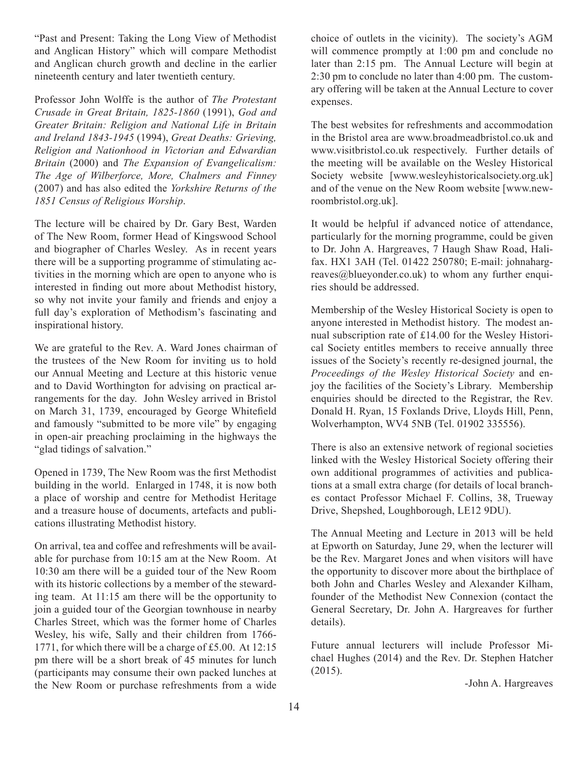"Past and Present: Taking the Long View of Methodist and Anglican History" which will compare Methodist and Anglican church growth and decline in the earlier nineteenth century and later twentieth century.

Professor John Wolffe is the author of *The Protestant Crusade in Great Britain, 1825-1860* (1991), *God and Greater Britain: Religion and National Life in Britain and Ireland 1843-1945* (1994), *Great Deaths: Grieving, Religion and Nationhood in Victorian and Edwardian Britain* (2000) and *The Expansion of Evangelicalism: The Age of Wilberforce, More, Chalmers and Finney* (2007) and has also edited the *Yorkshire Returns of the 1851 Census of Religious Worship*.

The lecture will be chaired by Dr. Gary Best, Warden of The New Room, former Head of Kingswood School and biographer of Charles Wesley. As in recent years there will be a supporting programme of stimulating activities in the morning which are open to anyone who is interested in finding out more about Methodist history, so why not invite your family and friends and enjoy a full day's exploration of Methodism's fascinating and inspirational history.

We are grateful to the Rev. A. Ward Jones chairman of the trustees of the New Room for inviting us to hold our Annual Meeting and Lecture at this historic venue and to David Worthington for advising on practical arrangements for the day. John Wesley arrived in Bristol on March 31, 1739, encouraged by George Whitefield and famously "submitted to be more vile" by engaging in open-air preaching proclaiming in the highways the "glad tidings of salvation."

Opened in 1739, The New Room was the first Methodist building in the world. Enlarged in 1748, it is now both a place of worship and centre for Methodist Heritage and a treasure house of documents, artefacts and publications illustrating Methodist history.

On arrival, tea and coffee and refreshments will be available for purchase from 10:15 am at the New Room. At 10:30 am there will be a guided tour of the New Room with its historic collections by a member of the stewarding team. At 11:15 am there will be the opportunity to join a guided tour of the Georgian townhouse in nearby Charles Street, which was the former home of Charles Wesley, his wife, Sally and their children from 1766-1771, for which there will be a charge of £5.00. At 12:15 pm there will be a short break of 45 minutes for lunch (participants may consume their own packed lunches at the New Room or purchase refreshments from a wide choice of outlets in the vicinity). The society's AGM will commence promptly at 1:00 pm and conclude no later than 2:15 pm. The Annual Lecture will begin at 2:30 pm to conclude no later than 4:00 pm. The customary offering will be taken at the Annual Lecture to cover expenses.

The best websites for refreshments and accommodation in the Bristol area are www.broadmeadbristol.co.uk and www.visitbristol.co.uk respectively. Further details of the meeting will be available on the Wesley Historical Society website [www.wesleyhistoricalsociety.org.uk] and of the venue on the New Room website [www.newroombristol.org.uk].

It would be helpful if advanced notice of attendance, particularly for the morning programme, could be given to Dr. John A. Hargreaves, 7 Haugh Shaw Road, Halifax. HX1 3AH (Tel. 01422 250780; E-mail: johnahargreaves@blueyonder.co.uk) to whom any further enquiries should be addressed.

Membership of the Wesley Historical Society is open to anyone interested in Methodist history. The modest annual subscription rate of £14.00 for the Wesley Historical Society entitles members to receive annually three issues of the Society's recently re-designed journal, the *Proceedings of the Wesley Historical Society* and enjoy the facilities of the Society's Library. Membership enquiries should be directed to the Registrar, the Rev. Donald H. Ryan, 15 Foxlands Drive, Lloyds Hill, Penn, Wolverhampton, WV4 5NB (Tel. 01902 335556).

There is also an extensive network of regional societies linked with the Wesley Historical Society offering their own additional programmes of activities and publications at a small extra charge (for details of local branches contact Professor Michael F. Collins, 38, Trueway Drive, Shepshed, Loughborough, LE12 9DU).

The Annual Meeting and Lecture in 2013 will be held at Epworth on Saturday, June 29, when the lecturer will be the Rev. Margaret Jones and when visitors will have the opportunity to discover more about the birthplace of both John and Charles Wesley and Alexander Kilham, founder of the Methodist New Connexion (contact the General Secretary, Dr. John A. Hargreaves for further details).

Future annual lecturers will include Professor Michael Hughes (2014) and the Rev. Dr. Stephen Hatcher (2015).

-John A. Hargreaves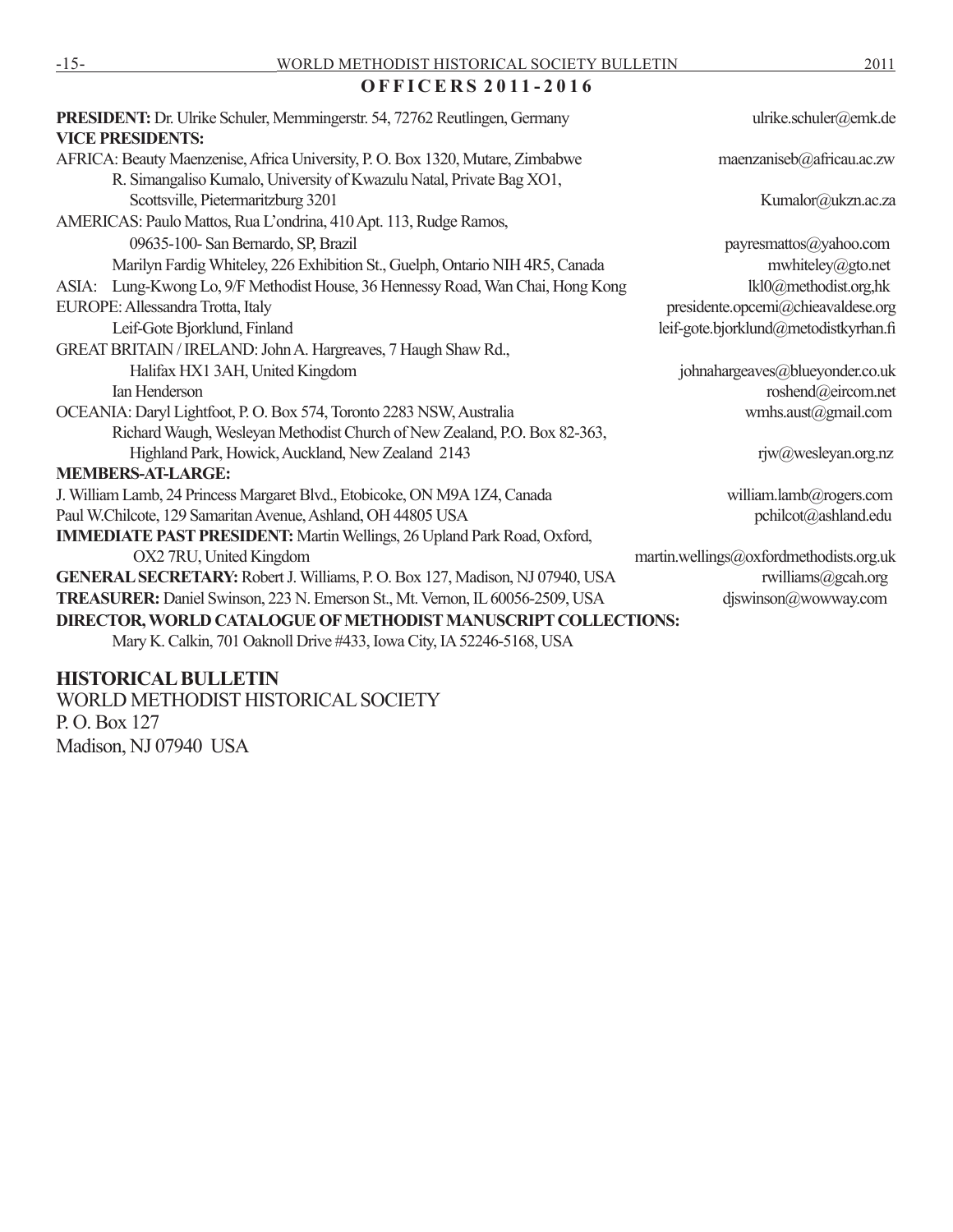## OFFICERS 2011-2016

**PRESIDENT:** Dr. Ulrike Schuler, Memmingerstr. 54, 72762 Reutlingen, Germany ulrike.schuler@emk.de

**VICE PRESIDENTS:**

AFRICA: Beauty Maenzenise, Africa University, P. O. Box 1320, Mutare, Zimbabwe maenzaniseb@africau.ac.zw

R. Simangaliso Kumalo, University of Kwazulu Natal, Private Bag XO1, Scottsville, Pietermaritzburg 3201 Kumalor@ukzn.ac.za

AMERICAS: Paulo Mattos, Rua L'ondrina, 410 Apt. 113, Rudge Ramos, 09635-100- San Bernardo, SP, Brazil payresmattos@yahoo.com

Marilyn Fardig Whiteley, 226 Exhibition St., Guelph, Ontario NIH 4R5, Canada mwhiteley@gto.net

ASIA: Lung-Kwong Lo, 9/F Methodist House, 36 Hennessy Road, Wan Chai, Hong Kong lkl0@methodist.org,hk

EUROPE: Allessandra Trotta, Italy presidente.opcemi@chieavaldese.org

Leif-Gote Bjorklund, Finland leif-gote.bjorklund@metodistkyrhan.fi

GREAT BRITAIN / IRELAND: John A. Hargreaves, 7 Haugh Shaw Rd., Halifax HX1 3AH, United Kingdom johnahargreaves@blueyonder.co.uk

Ian Henderson roshend@eircom.net

OCEANIA: Daryl Lightfoot, P. O. Box 574, Toronto 2283 NSW, Australia wmhs.aust@gmail.com

Richard Waugh, Wesleyan Methodist Church of New Zealand, P.O. Box 82-363, Highland Park, Howick, Auckland, New Zealand 2143 rjw@wesleyan.org.nz

**MEMBERS-AT-LARGE:**

J. William Lamb, 24 Princess Margaret Blvd., Etobicoke, ON M9A 1Z4, Canada william.lamb@rogers.com

Paul W.Chilcote, 129 Samaritan Avenue, Ashland, OH 44805 USA pchilcot@ashland.edu

**IMMEDIATE PAST PRESIDENT:** Martin Wellings, 26 Upland Park Road, Oxford, OX2 7RU, United Kingdom martin.wellings@oxfordmethodists.org.uk

**GENERAL SECRETARY:** Robert J. Williams, P. O. Box 127, Madison, NJ 07940, USA rwilliams@gcah.org

**TREASURER:** Daniel Swinson, 223 N. Emerson St., Mt. Vernon, IL 60056-2509, USA djswinson@wowway.com

**DIRECTOR, WORLD CATALOGUE OF METHODIST MANUSCRIPT COLLECTIONS:**

Mary K. Calkin, 701 Oaknoll Drive #433, Iowa City, IA 52246-5168, USA

**HISTORICAL BULLETIN**

WORLD METHODIST HISTORICAL SOCIETY
P. O. Box 127
Madison, NJ 07940 USA